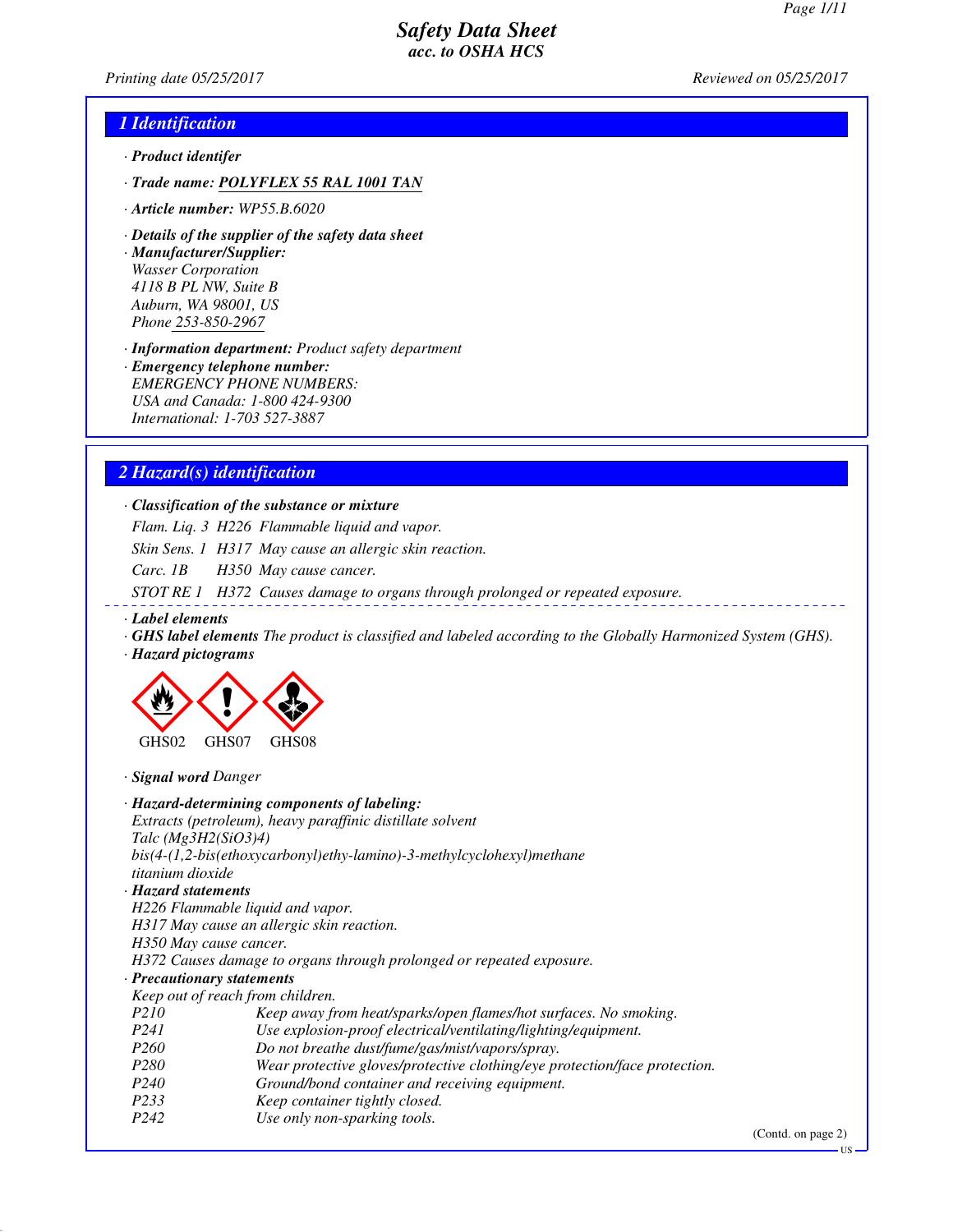# Safety Data Sheet
## acc. to OSHA HCS

Printing date 05/25/2017 Reviewed on 05/25/2017

## 1 Identification

· **Product identifer**

· **Trade name:** **POLYFLEX 55 RAL 1001 TAN**

· **Article number:** WP55.B.6020

· **Details of the supplier of the safety data sheet**

· **Manufacturer/Supplier:**
Wasser Corporation
4118 B PL NW, Suite B
Auburn, WA 98001, US
Phone 253-850-2967

· **Information department:** Product safety department

· **Emergency telephone number:**
EMERGENCY PHONE NUMBERS:
USA and Canada: 1-800 424-9300
International: 1-703 527-3887

## 2 Hazard(s) identification

· **Classification of the substance or mixture**

Flam. Liq. 3 H226 Flammable liquid and vapor.

Skin Sens. 1 H317 May cause an allergic skin reaction.

Carc. 1B H350 May cause cancer.

STOT RE 1 H372 Causes damage to organs through prolonged or repeated exposure.

· **Label elements**

· **GHS label elements** The product is classified and labeled according to the Globally Harmonized System (GHS).

· **Hazard pictograms**

GHS02 GHS07 GHS08

· **Signal word** Danger

· **Hazard-determining components of labeling:**
Extracts (petroleum), heavy paraffinic distillate solvent
Talc ($Mg_3H_2(SiO_3)_4$)
bis(4-(1,2-bis(ethoxycarbonyl)ethy-lamino)-3-methylcyclohexyl)methane
titanium dioxide

· **Hazard statements**
H226 Flammable liquid and vapor.
H317 May cause an allergic skin reaction.
H350 May cause cancer.
H372 Causes damage to organs through prolonged or repeated exposure.

· **Precautionary statements**
Keep out of reach from children.

| | |
|---|---|
| P210 | Keep away from heat/sparks/open flames/hot surfaces. No smoking. |
| P241 | Use explosion-proof electrical/ventilating/lighting/equipment. |
| P260 | Do not breathe dust/fume/gas/mist/vapors/spray. |
| P280 | Wear protective gloves/protective clothing/eye protection/face protection. |
| P240 | Ground/bond container and receiving equipment. |
| P233 | Keep container tightly closed. |
| P242 | Use only non-sparking tools. |

(Contd. on page 2)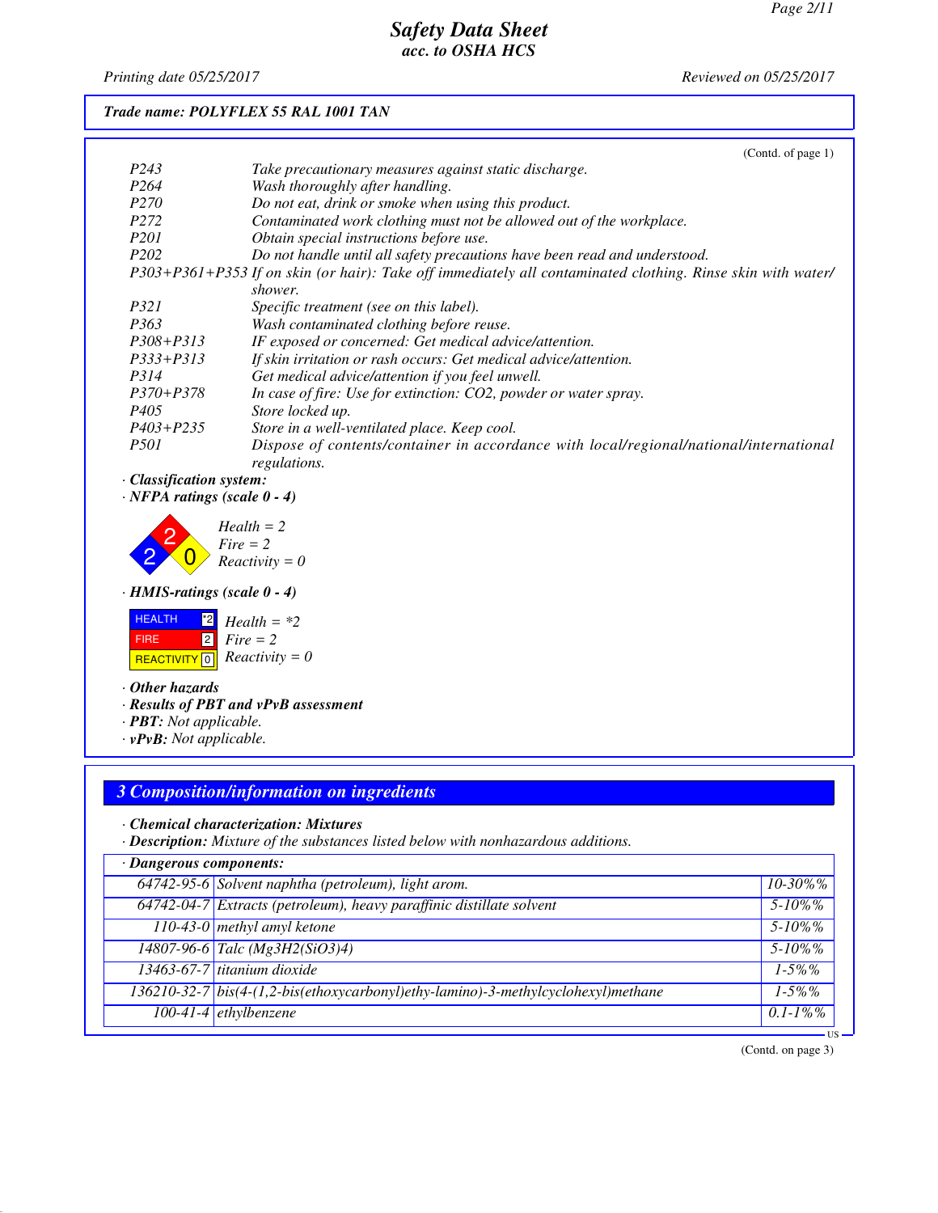**Trade name: POLYFLEX 55 RAL 1001 TAN**

(Contd. of page 1)

| | |
|---|---|
| P243 | Take precautionary measures against static discharge. |
| P264 | Wash thoroughly after handling. |
| P270 | Do not eat, drink or smoke when using this product. |
| P272 | Contaminated work clothing must not be allowed out of the workplace. |
| P201 | Obtain special instructions before use. |
| P202 | Do not handle until all safety precautions have been read and understood. |
| P303+P361+P353 | If on skin (or hair): Take off immediately all contaminated clothing. Rinse skin with water/shower. |
| P321 | Specific treatment (see on this label). |
| P363 | Wash contaminated clothing before reuse. |
| P308+P313 | IF exposed or concerned: Get medical advice/attention. |
| P333+P313 | If skin irritation or rash occurs: Get medical advice/attention. |
| P314 | Get medical advice/attention if you feel unwell. |
| P370+P378 | In case of fire: Use for extinction: CO2, powder or water spray. |
| P405 | Store locked up. |
| P403+P235 | Store in a well-ventilated place. Keep cool. |
| P501 | Dispose of contents/container in accordance with local/regional/national/international regulations. |

· **Classification system:**
· **NFPA ratings (scale 0 - 4)**

Health = 2
Fire = 2
Reactivity = 0

· **HMIS-ratings (scale 0 - 4)**

| | |
|---|---|
| HEALTH | *2 |
| FIRE | 2 |
| REACTIVITY | 0 |

Health = *2
Fire = 2
Reactivity = 0

· **Other hazards**
· **Results of PBT and vPvB assessment**
· **PBT:** Not applicable.
· **vPvB:** Not applicable.

## 3 Composition/information on ingredients

· **Chemical characterization: Mixtures**
· **Description:** Mixture of the substances listed below with nonhazardous additions.

| · Dangerous components: | | |
|---|---|---|
| 64742-95-6 | Solvent naphtha (petroleum), light arom. | 10-30%% |
| 64742-04-7 | Extracts (petroleum), heavy paraffinic distillate solvent | 5-10%% |
| 110-43-0 | methyl amyl ketone | 5-10%% |
| 14807-96-6 | Talc (Mg3H2(SiO3)4) | 5-10%% |
| 13463-67-7 | titanium dioxide | 1-5%% |
| 136210-32-7 | bis(4-(1,2-bis(ethoxycarbonyl)ethy-lamino)-3-methylcyclohexyl)methane | 1-5%% |
| 100-41-4 | ethylbenzene | 0.1-1%% |

(Contd. on page 3)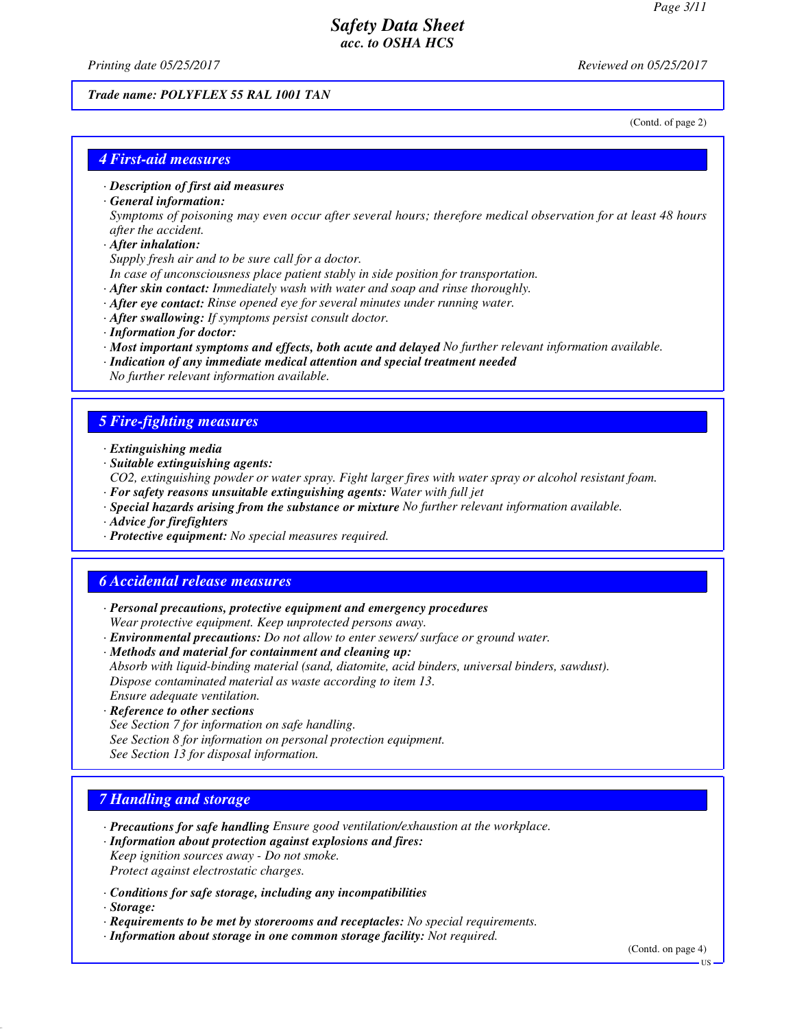**Trade name: POLYFLEX 55 RAL 1001 TAN**

(Contd. of page 2)

## 4 First-aid measures

- **Description of first aid measures**
- **General information:**
  Symptoms of poisoning may even occur after several hours; therefore medical observation for at least 48 hours after the accident.
- **After inhalation:**
  Supply fresh air and to be sure call for a doctor.
  In case of unconsciousness place patient stably in side position for transportation.
- **After skin contact:** Immediately wash with water and soap and rinse thoroughly.
- **After eye contact:** Rinse opened eye for several minutes under running water.
- **After swallowing:** If symptoms persist consult doctor.
- **Information for doctor:**
- **Most important symptoms and effects, both acute and delayed** No further relevant information available.
- **Indication of any immediate medical attention and special treatment needed**
  No further relevant information available.

## 5 Fire-fighting measures

- **Extinguishing media**
- **Suitable extinguishing agents:**
  $CO_2$, extinguishing powder or water spray. Fight larger fires with water spray or alcohol resistant foam.
- **For safety reasons unsuitable extinguishing agents:** Water with full jet
- **Special hazards arising from the substance or mixture** No further relevant information available.
- **Advice for firefighters**
- **Protective equipment:** No special measures required.

## 6 Accidental release measures

- **Personal precautions, protective equipment and emergency procedures**
  Wear protective equipment. Keep unprotected persons away.
- **Environmental precautions:** Do not allow to enter sewers/ surface or ground water.
- **Methods and material for containment and cleaning up:**
  Absorb with liquid-binding material (sand, diatomite, acid binders, universal binders, sawdust).
  Dispose contaminated material as waste according to item 13.
  Ensure adequate ventilation.
- **Reference to other sections**
  See Section 7 for information on safe handling.
  See Section 8 for information on personal protection equipment.
  See Section 13 for disposal information.

## 7 Handling and storage

- **Precautions for safe handling** Ensure good ventilation/exhaustion at the workplace.
- **Information about protection against explosions and fires:**
  Keep ignition sources away - Do not smoke.
  Protect against electrostatic charges.
- **Conditions for safe storage, including any incompatibilities**
- **Storage:**
- **Requirements to be met by storerooms and receptacles:** No special requirements.
- **Information about storage in one common storage facility:** Not required.

(Contd. on page 4)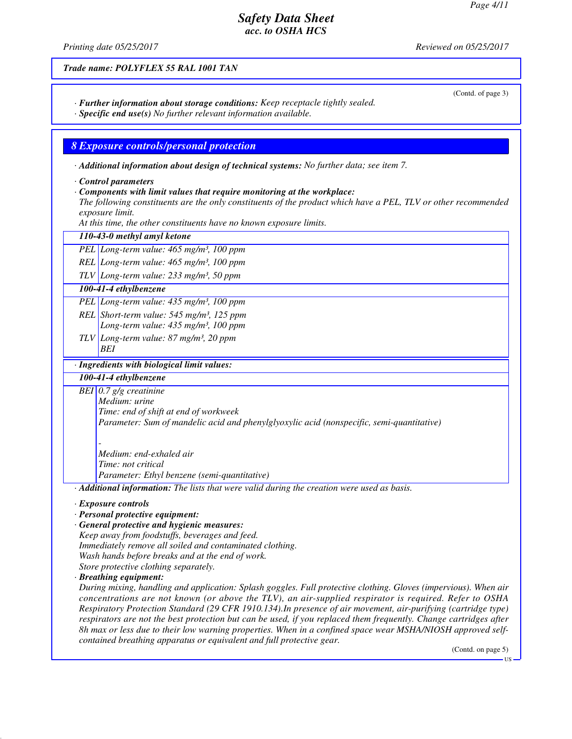Trade name: POLYFLEX 55 RAL 1001 TAN

(Contd. of page 3)

· **Further information about storage conditions:** Keep receptacle tightly sealed.
· **Specific end use(s)** No further relevant information available.

## 8 Exposure controls/personal protection

· **Additional information about design of technical systems:** No further data; see item 7.

· **Control parameters**
· **Components with limit values that require monitoring at the workplace:**
The following constituents are the only constituents of the product which have a PEL, TLV or other recommended exposure limit.
At this time, the other constituents have no known exposure limits.

| **110-43-0 methyl amyl ketone** | |
|---|---|
| PEL | Long-term value: 465 mg/m³, 100 ppm |
| REL | Long-term value: 465 mg/m³, 100 ppm |
| TLV | Long-term value: 233 mg/m³, 50 ppm |
| **100-41-4 ethylbenzene** | |
| PEL | Long-term value: 435 mg/m³, 100 ppm |
| REL | Short-term value: 545 mg/m³, 125 ppm<br>Long-term value: 435 mg/m³, 100 ppm |
| TLV | Long-term value: 87 mg/m³, 20 ppm<br>BEI |

· **Ingredients with biological limit values:**

| **100-41-4 ethylbenzene** | |
|---|---|
| BEI | 0.7 g/g creatinine<br>Medium: urine<br>Time: end of shift at end of workweek<br>Parameter: Sum of mandelic acid and phenylglyoxylic acid (nonspecific, semi-quantitative)<br><br>-<br>Medium: end-exhaled air<br>Time: not critical<br>Parameter: Ethyl benzene (semi-quantitative) |

· **Additional information:** The lists that were valid during the creation were used as basis.

· **Exposure controls**
· **Personal protective equipment:**
· **General protective and hygienic measures:**
Keep away from foodstuffs, beverages and feed.
Immediately remove all soiled and contaminated clothing.
Wash hands before breaks and at the end of work.
Store protective clothing separately.
· **Breathing equipment:**
During mixing, handling and application: Splash goggles. Full protective clothing. Gloves (impervious). When air concentrations are not known (or above the TLV), an air-supplied respirator is required. Refer to OSHA Respiratory Protection Standard (29 CFR 1910.134).In presence of air movement, air-purifying (cartridge type) respirators are not the best protection but can be used, if you replaced them frequently. Change cartridges after 8h max or less due to their low warning properties. When in a confined space wear MSHA/NIOSH approved self-contained breathing apparatus or equivalent and full protective gear.

(Contd. on page 5)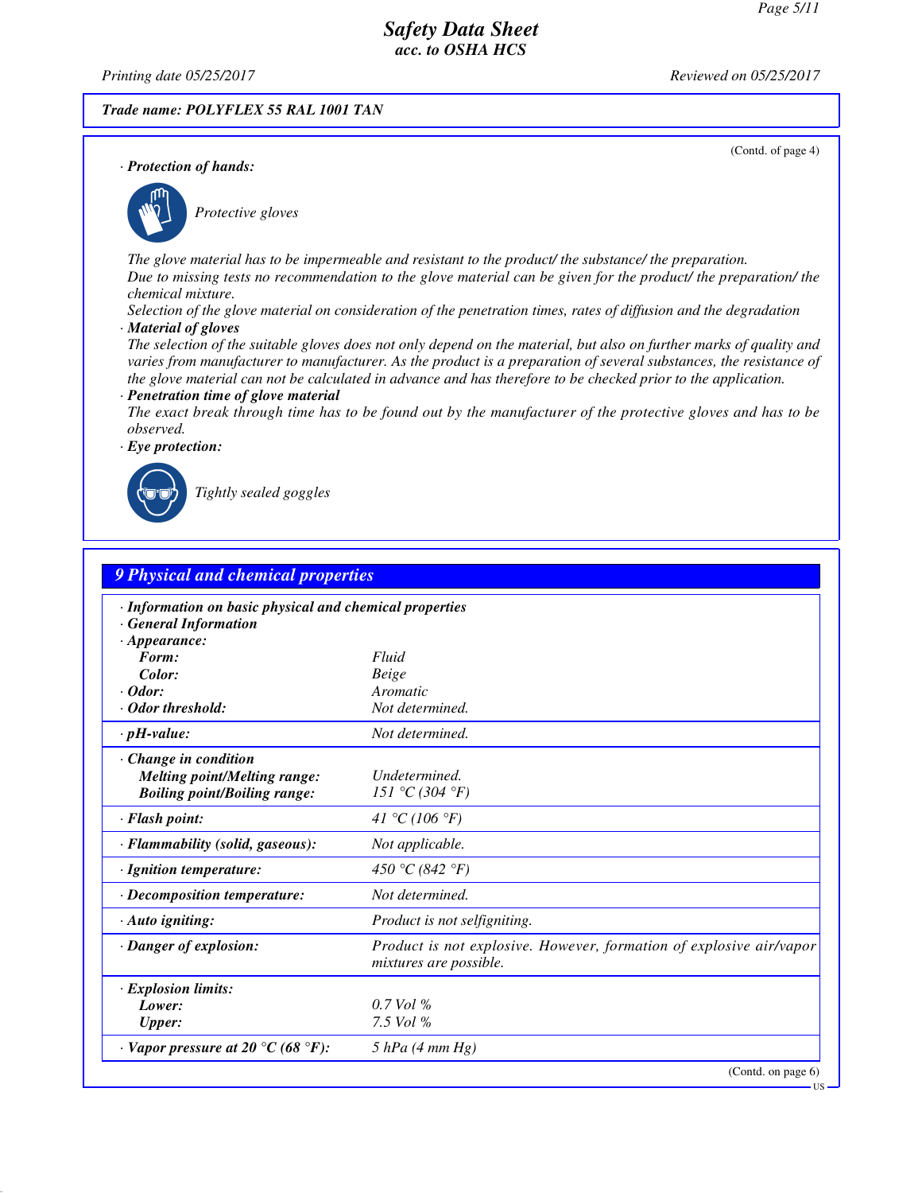**Trade name: POLYFLEX 55 RAL 1001 TAN**

(Contd. of page 4)

· **Protection of hands:**

Protective gloves

The glove material has to be impermeable and resistant to the product/ the substance/ the preparation.
Due to missing tests no recommendation to the glove material can be given for the product/ the preparation/ the chemical mixture.
Selection of the glove material on consideration of the penetration times, rates of diffusion and the degradation

· **Material of gloves**

The selection of the suitable gloves does not only depend on the material, but also on further marks of quality and varies from manufacturer to manufacturer. As the product is a preparation of several substances, the resistance of the glove material can not be calculated in advance and has therefore to be checked prior to the application.

· **Penetration time of glove material**

The exact break through time has to be found out by the manufacturer of the protective gloves and has to be observed.

· **Eye protection:**

Tightly sealed goggles

## 9 Physical and chemical properties

| | |
|---|---|
| · **Information on basic physical and chemical properties** | |
| · **General Information** | |
| · **Appearance:** | |
| **Form:** | Fluid |
| **Color:** | Beige |
| · **Odor:** | Aromatic |
| · **Odor threshold:** | Not determined. |
| · **pH-value:** | Not determined. |
| · **Change in condition** | |
| **Melting point/Melting range:** | Undetermined. |
| **Boiling point/Boiling range:** | 151 °C (304 °F) |
| · **Flash point:** | 41 °C (106 °F) |
| · **Flammability (solid, gaseous):** | Not applicable. |
| · **Ignition temperature:** | 450 °C (842 °F) |
| · **Decomposition temperature:** | Not determined. |
| · **Auto igniting:** | Product is not selfigniting. |
| · **Danger of explosion:** | Product is not explosive. However, formation of explosive air/vapor mixtures are possible. |
| · **Explosion limits:** | |
| **Lower:** | 0.7 Vol % |
| **Upper:** | 7.5 Vol % |
| · **Vapor pressure at 20 °C (68 °F):** | 5 hPa (4 mm Hg) |

(Contd. on page 6)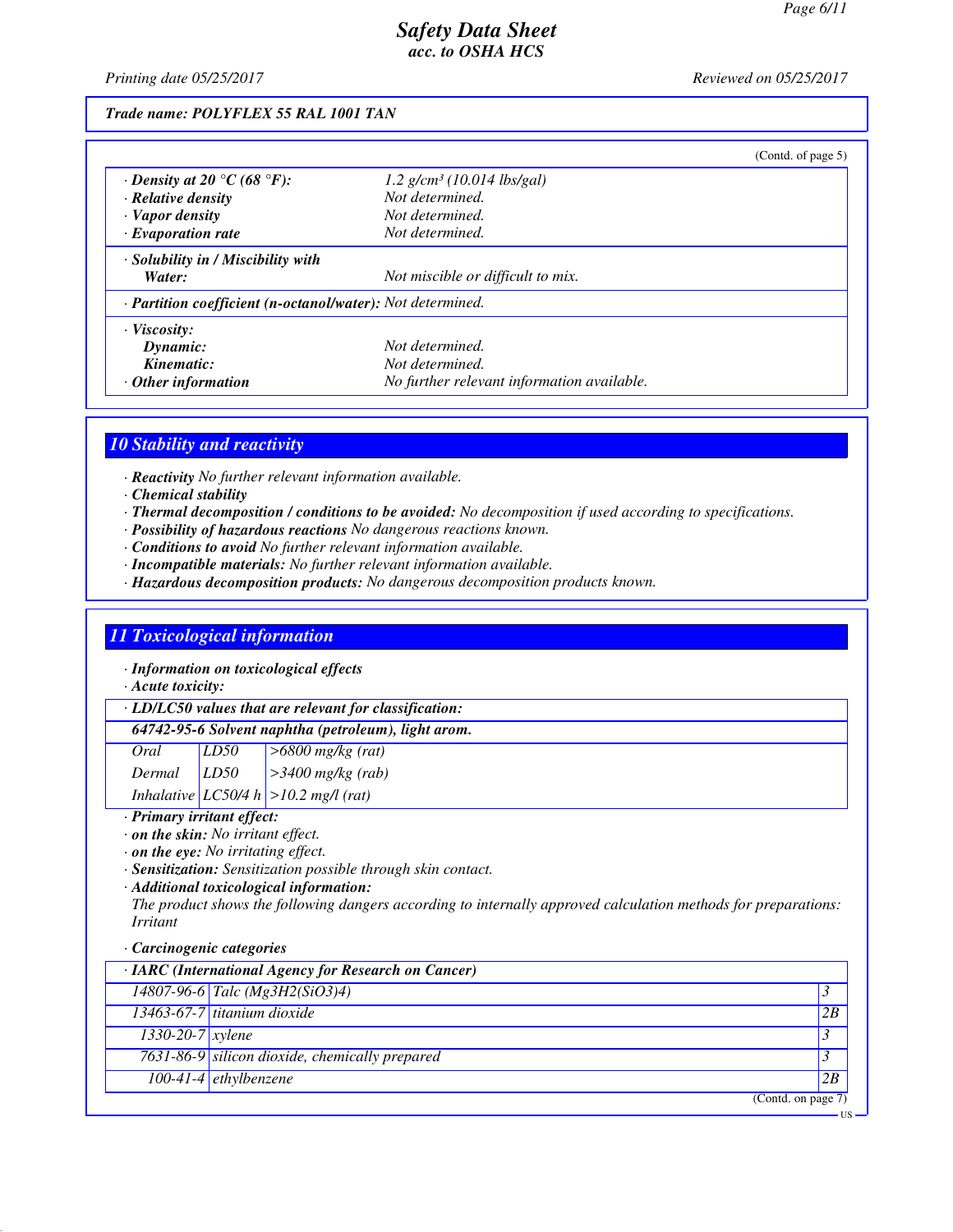Trade name: POLYFLEX 55 RAL 1001 TAN

(Contd. of page 5)

| | |
|---|---|
| · **Density at 20 °C (68 °F):** | 1.2 g/cm³ (10.014 lbs/gal) |
| · **Relative density** | Not determined. |
| · **Vapor density** | Not determined. |
| · **Evaporation rate** | Not determined. |
| · **Solubility in / Miscibility with Water:** | Not miscible or difficult to mix. |
| · **Partition coefficient (n-octanol/water):** | Not determined. |
| · **Viscosity:** | |
| **Dynamic:** | Not determined. |
| **Kinematic:** | Not determined. |
| · **Other information** | No further relevant information available. |

## 10 Stability and reactivity

- · **Reactivity** No further relevant information available.
- · **Chemical stability**
- · **Thermal decomposition / conditions to be avoided:** No decomposition if used according to specifications.
- · **Possibility of hazardous reactions** No dangerous reactions known.
- · **Conditions to avoid** No further relevant information available.
- · **Incompatible materials:** No further relevant information available.
- · **Hazardous decomposition products:** No dangerous decomposition products known.

## 11 Toxicological information

- · **Information on toxicological effects**
- · **Acute toxicity:**

· **LD/LC50 values that are relevant for classification:**

| 64742-95-6 Solvent naphtha (petroleum), light arom. | | |
|---|---|---|
| Oral | LD50 | >6800 mg/kg (rat) |
| Dermal | LD50 | >3400 mg/kg (rab) |
| Inhalative | LC50/4 h | >10.2 mg/l (rat) |

- · **Primary irritant effect:**
- · **on the skin:** No irritant effect.
- · **on the eye:** No irritating effect.
- · **Sensitization:** Sensitization possible through skin contact.
- · **Additional toxicological information:**
  The product shows the following dangers according to internally approved calculation methods for preparations: Irritant
- · **Carcinogenic categories**

| · IARC (International Agency for Research on Cancer) | | |
|---|---|---|
| 14807-96-6 | Talc ($Mg_3H_2(SiO_3)_4$) | 3 |
| 13463-67-7 | titanium dioxide | 2B |
| 1330-20-7 | xylene | 3 |
| 7631-86-9 | silicon dioxide, chemically prepared | 3 |
| 100-41-4 | ethylbenzene | 2B |

(Contd. on page 7)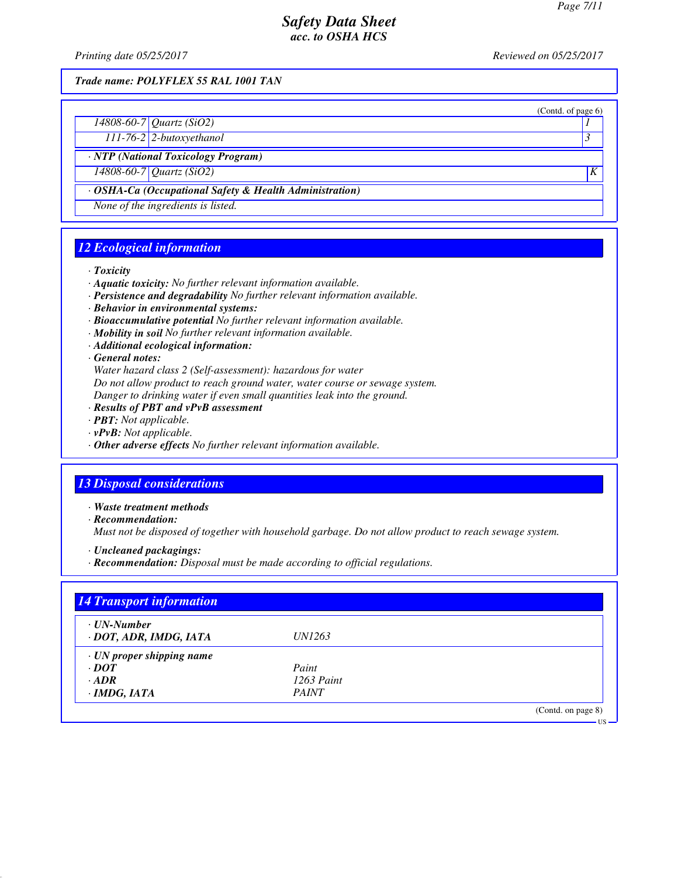Trade name: POLYFLEX 55 RAL 1001 TAN

(Contd. of page 6)

| | | |
|---|---|---|
| 14808-60-7 | Quartz ($SiO_2$) | 1 |
| 111-76-2 | 2-butoxyethanol | 3 |

· **NTP (National Toxicology Program)**

| | | |
|---|---|---|
| 14808-60-7 | Quartz ($SiO_2$) | K |

· **OSHA-Ca (Occupational Safety & Health Administration)**

None of the ingredients is listed.

## 12 Ecological information

· **Toxicity**
· **Aquatic toxicity:** No further relevant information available.
· **Persistence and degradability** No further relevant information available.
· **Behavior in environmental systems:**
· **Bioaccumulative potential** No further relevant information available.
· **Mobility in soil** No further relevant information available.
· **Additional ecological information:**
· **General notes:**
Water hazard class 2 (Self-assessment): hazardous for water
Do not allow product to reach ground water, water course or sewage system.
Danger to drinking water if even small quantities leak into the ground.
· **Results of PBT and vPvB assessment**
· **PBT:** Not applicable.
· **vPvB:** Not applicable.
· **Other adverse effects** No further relevant information available.

## 13 Disposal considerations

· **Waste treatment methods**
· **Recommendation:**
Must not be disposed of together with household garbage. Do not allow product to reach sewage system.

· **Uncleaned packagings:**
· **Recommendation:** Disposal must be made according to official regulations.

## 14 Transport information

| | |
|---|---|
| · **UN-Number** | |
| · **DOT, ADR, IMDG, IATA** | UN1263 |
| · **UN proper shipping name** | |
| · **DOT** | Paint |
| · **ADR** | 1263 Paint |
| · **IMDG, IATA** | PAINT |

(Contd. on page 8)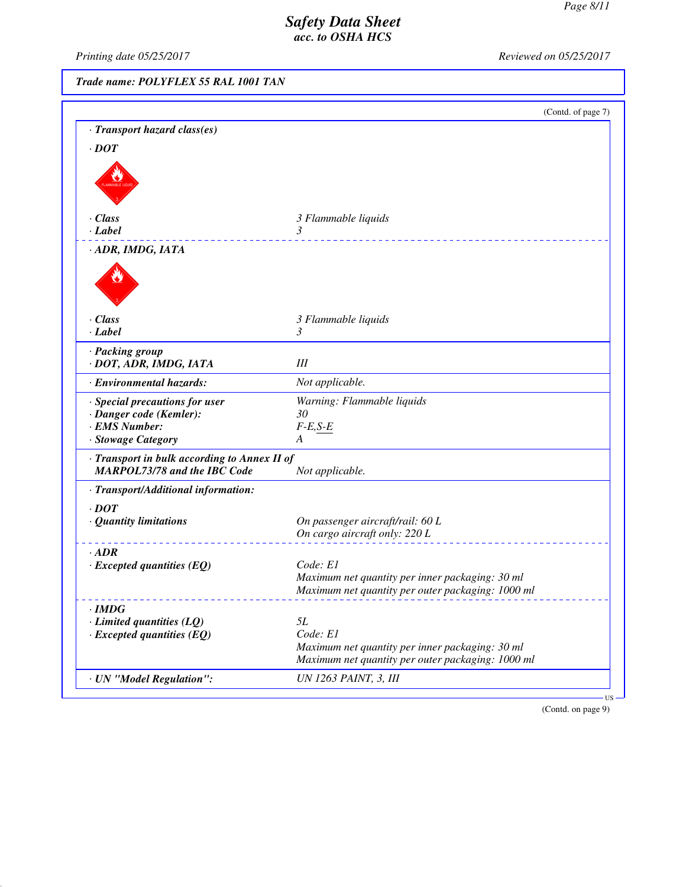Trade name: POLYFLEX 55 RAL 1001 TAN

(Contd. of page 7)

· **Transport hazard class(es)**

· **DOT**

| | |
|---|---|
| · **Class** | 3 Flammable liquids |
| · **Label** | 3 |

· **ADR, IMDG, IATA**

| | |
|---|---|
| · **Class** | 3 Flammable liquids |
| · **Label** | 3 |

| | |
|---|---|
| · **Packing group** · **DOT, ADR, IMDG, IATA** | III |
| · **Environmental hazards:** | Not applicable. |
| · **Special precautions for user** | Warning: Flammable liquids |
| · **Danger code (Kemler):** | 30 |
| · **EMS Number:** | F-E,S-E |
| · **Stowage Category** | A |
| · **Transport in bulk according to Annex II of MARPOL73/78 and the IBC Code** | Not applicable. |

· **Transport/Additional information:**

· **DOT**

| | |
|---|---|
| · **Quantity limitations** | On passenger aircraft/rail: 60 L<br>On cargo aircraft only: 220 L |

· **ADR**

| | |
|---|---|
| · **Excepted quantities (EQ)** | Code: E1<br>Maximum net quantity per inner packaging: 30 ml<br>Maximum net quantity per outer packaging: 1000 ml |

· **IMDG**

| | |
|---|---|
| · **Limited quantities (LQ)** | 5L |
| · **Excepted quantities (EQ)** | Code: E1<br>Maximum net quantity per inner packaging: 30 ml<br>Maximum net quantity per outer packaging: 1000 ml |

| | |
|---|---|
| · **UN "Model Regulation":** | UN 1263 PAINT, 3, III |

(Contd. on page 9)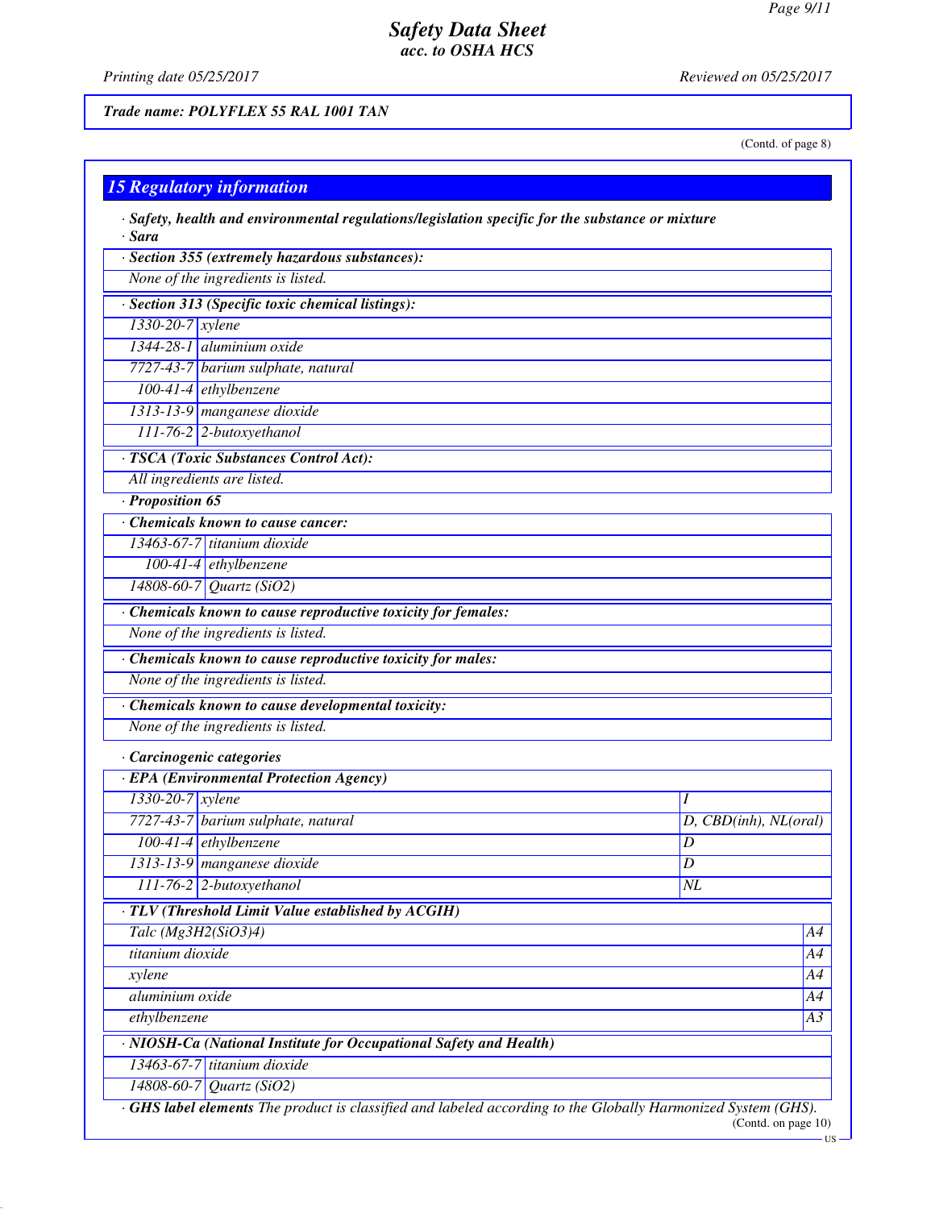**Trade name: POLYFLEX 55 RAL 1001 TAN**

(Contd. of page 8)

## 15 Regulatory information

· **Safety, health and environmental regulations/legislation specific for the substance or mixture**

· **Sara**

| · **Section 355 (extremely hazardous substances):** |
|---|
| None of the ingredients is listed. |

| · **Section 313 (Specific toxic chemical listings):** | |
|---|---|
| 1330-20-7 | xylene |
| 1344-28-1 | aluminium oxide |
| 7727-43-7 | barium sulphate, natural |
| 100-41-4 | ethylbenzene |
| 1313-13-9 | manganese dioxide |
| 111-76-2 | 2-butoxyethanol |

| · **TSCA (Toxic Substances Control Act):** |
|---|
| All ingredients are listed. |

· **Proposition 65**

| · **Chemicals known to cause cancer:** | |
|---|---|
| 13463-67-7 | titanium dioxide |
| 100-41-4 | ethylbenzene |
| 14808-60-7 | Quartz ($SiO_2$) |

| · **Chemicals known to cause reproductive toxicity for females:** |
|---|
| None of the ingredients is listed. |

| · **Chemicals known to cause reproductive toxicity for males:** |
|---|
| None of the ingredients is listed. |

| · **Chemicals known to cause developmental toxicity:** |
|---|
| None of the ingredients is listed. |

· **Carcinogenic categories**

| · **EPA (Environmental Protection Agency)** | | |
|---|---|---|
| 1330-20-7 | xylene | I |
| 7727-43-7 | barium sulphate, natural | D, CBD(inh), NL(oral) |
| 100-41-4 | ethylbenzene | D |
| 1313-13-9 | manganese dioxide | D |
| 111-76-2 | 2-butoxyethanol | NL |

| · **TLV (Threshold Limit Value established by ACGIH)** | |
|---|---|
| Talc ($Mg_3H_2(SiO_3)_4$) | A4 |
| titanium dioxide | A4 |
| xylene | A4 |
| aluminium oxide | A4 |
| ethylbenzene | A3 |

| · **NIOSH-Ca (National Institute for Occupational Safety and Health)** | |
|---|---|
| 13463-67-7 | titanium dioxide |
| 14808-60-7 | Quartz ($SiO_2$) |

· **GHS label elements** The product is classified and labeled according to the Globally Harmonized System (GHS).

(Contd. on page 10)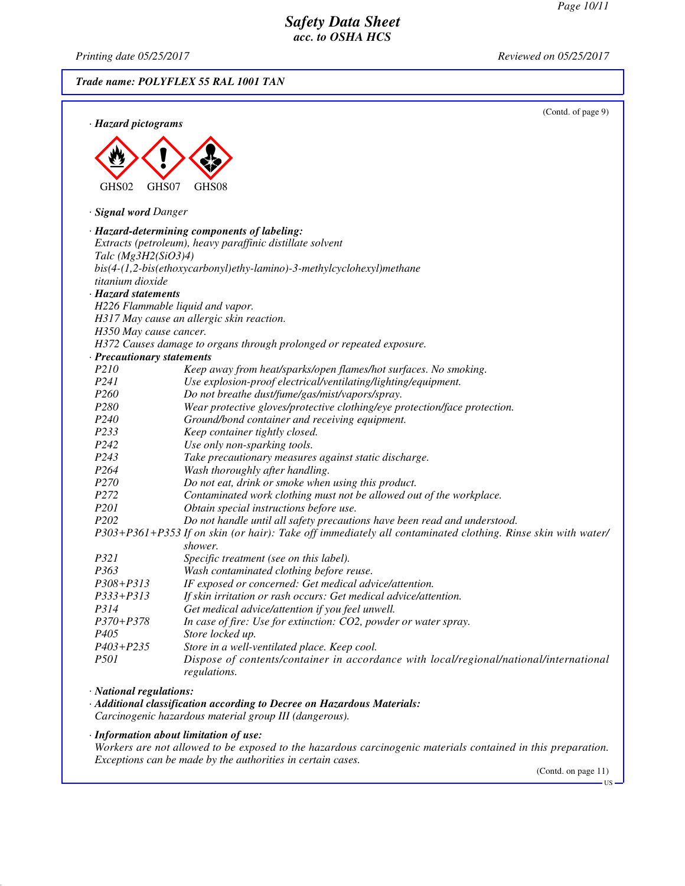# Safety Data Sheet
## acc. to OSHA HCS

Printing date 05/25/2017 Reviewed on 05/25/2017

**Trade name: POLYFLEX 55 RAL 1001 TAN**

(Contd. of page 9)

· ***Hazard pictograms***

GHS02 GHS07 GHS08

· ***Signal word*** *Danger*

· ***Hazard-determining components of labeling:***
*Extracts (petroleum), heavy paraffinic distillate solvent*
*Talc (Mg3H2(SiO3)4)*
*bis(4-(1,2-bis(ethoxycarbonyl)ethy-lamino)-3-methylcyclohexyl)methane*
*titanium dioxide*

· ***Hazard statements***
*H226 Flammable liquid and vapor.*
*H317 May cause an allergic skin reaction.*
*H350 May cause cancer.*
*H372 Causes damage to organs through prolonged or repeated exposure.*

· ***Precautionary statements***

| | |
|---|---|
| P210 | Keep away from heat/sparks/open flames/hot surfaces. No smoking. |
| P241 | Use explosion-proof electrical/ventilating/lighting/equipment. |
| P260 | Do not breathe dust/fume/gas/mist/vapors/spray. |
| P280 | Wear protective gloves/protective clothing/eye protection/face protection. |
| P240 | Ground/bond container and receiving equipment. |
| P233 | Keep container tightly closed. |
| P242 | Use only non-sparking tools. |
| P243 | Take precautionary measures against static discharge. |
| P264 | Wash thoroughly after handling. |
| P270 | Do not eat, drink or smoke when using this product. |
| P272 | Contaminated work clothing must not be allowed out of the workplace. |
| P201 | Obtain special instructions before use. |
| P202 | Do not handle until all safety precautions have been read and understood. |
| P303+P361+P353 | If on skin (or hair): Take off immediately all contaminated clothing. Rinse skin with water/shower. |
| P321 | Specific treatment (see on this label). |
| P363 | Wash contaminated clothing before reuse. |
| P308+P313 | IF exposed or concerned: Get medical advice/attention. |
| P333+P313 | If skin irritation or rash occurs: Get medical advice/attention. |
| P314 | Get medical advice/attention if you feel unwell. |
| P370+P378 | In case of fire: Use for extinction: CO2, powder or water spray. |
| P405 | Store locked up. |
| P403+P235 | Store in a well-ventilated place. Keep cool. |
| P501 | Dispose of contents/container in accordance with local/regional/national/international regulations. |

· ***National regulations:***

· ***Additional classification according to Decree on Hazardous Materials:***
*Carcinogenic hazardous material group III (dangerous).*

· ***Information about limitation of use:***
*Workers are not allowed to be exposed to the hazardous carcinogenic materials contained in this preparation. Exceptions can be made by the authorities in certain cases.*

(Contd. on page 11)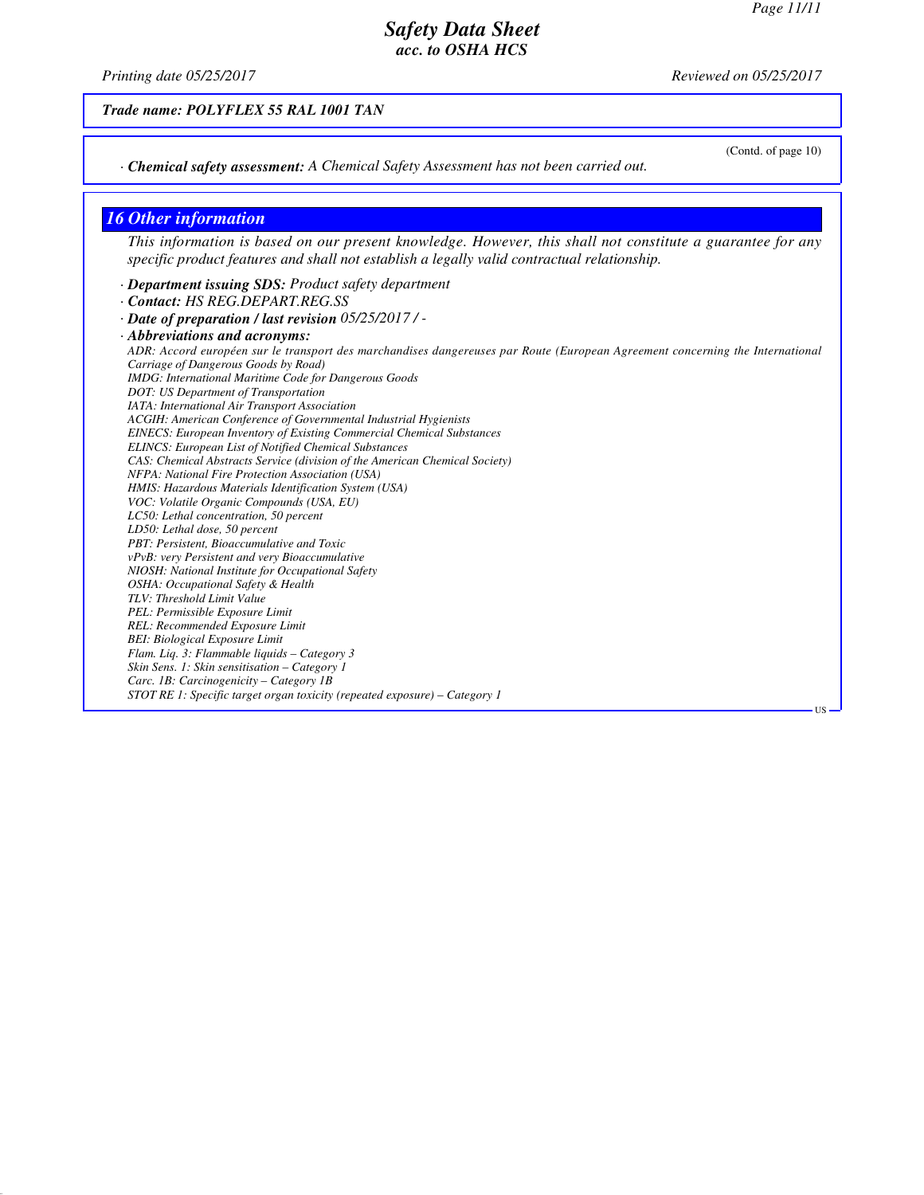**Trade name: POLYFLEX 55 RAL 1001 TAN**

(Contd. of page 10)

· **Chemical safety assessment:** A Chemical Safety Assessment has not been carried out.

## 16 Other information

This information is based on our present knowledge. However, this shall not constitute a guarantee for any specific product features and shall not establish a legally valid contractual relationship.

· **Department issuing SDS:** Product safety department

· **Contact:** HS REG.DEPART.REG.SS

· **Date of preparation / last revision** 05/25/2017 / -

· **Abbreviations and acronyms:**

ADR: Accord européen sur le transport des marchandises dangereuses par Route (European Agreement concerning the International Carriage of Dangerous Goods by Road)
IMDG: International Maritime Code for Dangerous Goods
DOT: US Department of Transportation
IATA: International Air Transport Association
ACGIH: American Conference of Governmental Industrial Hygienists
EINECS: European Inventory of Existing Commercial Chemical Substances
ELINCS: European List of Notified Chemical Substances
CAS: Chemical Abstracts Service (division of the American Chemical Society)
NFPA: National Fire Protection Association (USA)
HMIS: Hazardous Materials Identification System (USA)
VOC: Volatile Organic Compounds (USA, EU)
LC50: Lethal concentration, 50 percent
LD50: Lethal dose, 50 percent
PBT: Persistent, Bioaccumulative and Toxic
vPvB: very Persistent and very Bioaccumulative
NIOSH: National Institute for Occupational Safety
OSHA: Occupational Safety & Health
TLV: Threshold Limit Value
PEL: Permissible Exposure Limit
REL: Recommended Exposure Limit
BEI: Biological Exposure Limit
Flam. Liq. 3: Flammable liquids – Category 3
Skin Sens. 1: Skin sensitisation – Category 1
Carc. 1B: Carcinogenicity – Category 1B
STOT RE 1: Specific target organ toxicity (repeated exposure) – Category 1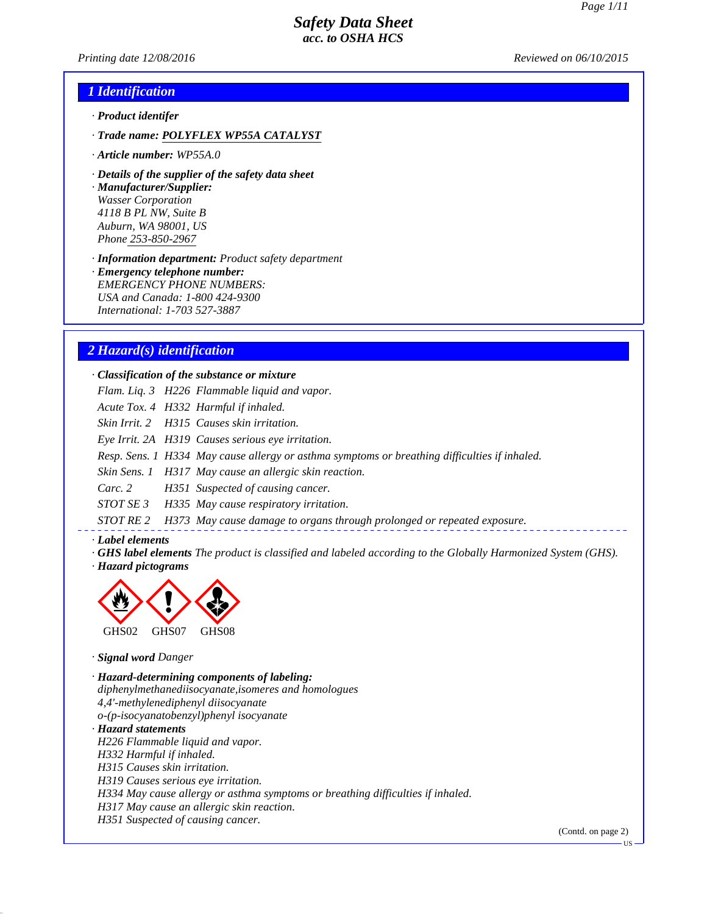# Safety Data Sheet
## acc. to OSHA HCS

Printing date 12/08/2016 | Reviewed on 06/10/2015

## 1 Identification

· **Product identifer**

· **Trade name: POLYFLEX WP55A CATALYST**

· **Article number:** WP55A.0

· **Details of the supplier of the safety data sheet**

· **Manufacturer/Supplier:**
Wasser Corporation
4118 B PL NW, Suite B
Auburn, WA 98001, US
Phone 253-850-2967

· **Information department:** Product safety department

· **Emergency telephone number:**
EMERGENCY PHONE NUMBERS:
USA and Canada: 1-800 424-9300
International: 1-703 527-3887

## 2 Hazard(s) identification

· **Classification of the substance or mixture**

| | | |
|---|---|---|
| Flam. Liq. 3 | H226 | Flammable liquid and vapor. |
| Acute Tox. 4 | H332 | Harmful if inhaled. |
| Skin Irrit. 2 | H315 | Causes skin irritation. |
| Eye Irrit. 2A | H319 | Causes serious eye irritation. |
| Resp. Sens. 1 | H334 | May cause allergy or asthma symptoms or breathing difficulties if inhaled. |
| Skin Sens. 1 | H317 | May cause an allergic skin reaction. |
| Carc. 2 | H351 | Suspected of causing cancer. |
| STOT SE 3 | H335 | May cause respiratory irritation. |
| STOT RE 2 | H373 | May cause damage to organs through prolonged or repeated exposure. |

· **Label elements**

· **GHS label elements** The product is classified and labeled according to the Globally Harmonized System (GHS).

· **Hazard pictograms**

GHS02 GHS07 GHS08

· **Signal word** Danger

· **Hazard-determining components of labeling:**
diphenylmethanediisocyanate,isomeres and homologues
4,4'-methylenediphenyl diisocyanate
o-(p-isocyanatobenzyl)phenyl isocyanate

· **Hazard statements**
H226 Flammable liquid and vapor.
H332 Harmful if inhaled.
H315 Causes skin irritation.
H319 Causes serious eye irritation.
H334 May cause allergy or asthma symptoms or breathing difficulties if inhaled.
H317 May cause an allergic skin reaction.
H351 Suspected of causing cancer.

(Contd. on page 2)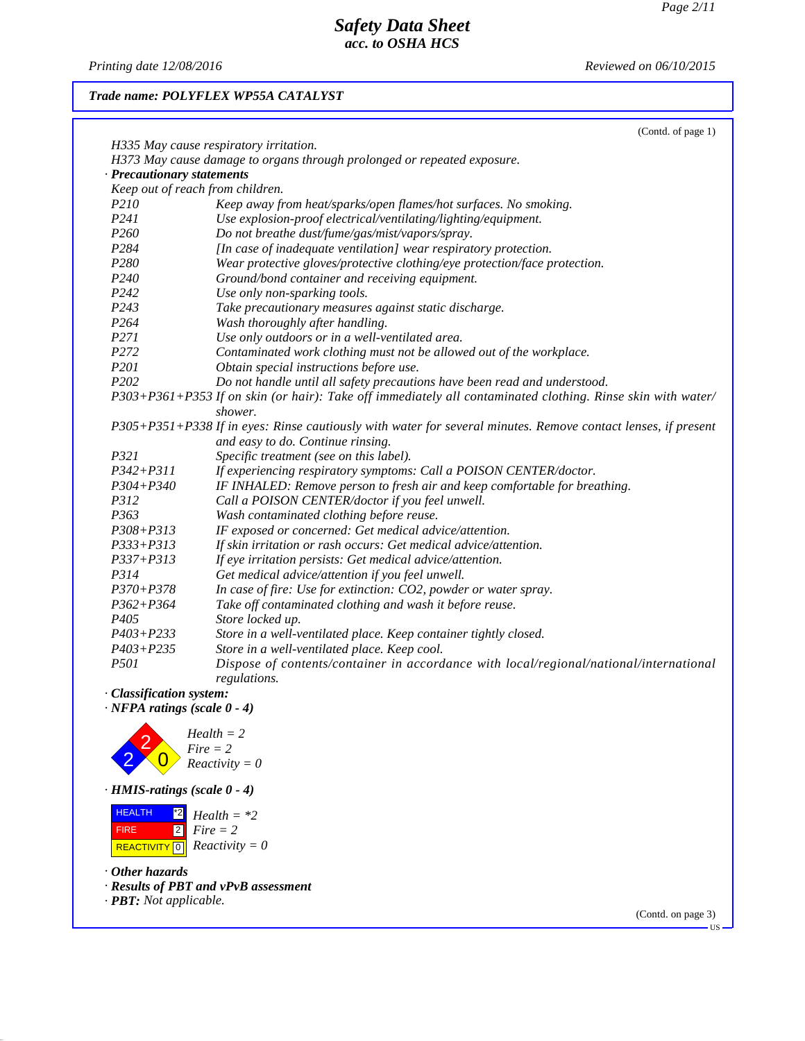**Trade name: POLYFLEX WP55A CATALYST**

(Contd. of page 1)

H335 May cause respiratory irritation.
H373 May cause damage to organs through prolonged or repeated exposure.

· **Precautionary statements**

Keep out of reach from children.

| | |
|---|---|
| P210 | Keep away from heat/sparks/open flames/hot surfaces. No smoking. |
| P241 | Use explosion-proof electrical/ventilating/lighting/equipment. |
| P260 | Do not breathe dust/fume/gas/mist/vapors/spray. |
| P284 | [In case of inadequate ventilation] wear respiratory protection. |
| P280 | Wear protective gloves/protective clothing/eye protection/face protection. |
| P240 | Ground/bond container and receiving equipment. |
| P242 | Use only non-sparking tools. |
| P243 | Take precautionary measures against static discharge. |
| P264 | Wash thoroughly after handling. |
| P271 | Use only outdoors or in a well-ventilated area. |
| P272 | Contaminated work clothing must not be allowed out of the workplace. |
| P201 | Obtain special instructions before use. |
| P202 | Do not handle until all safety precautions have been read and understood. |
| P303+P361+P353 | If on skin (or hair): Take off immediately all contaminated clothing. Rinse skin with water/shower. |
| P305+P351+P338 | If in eyes: Rinse cautiously with water for several minutes. Remove contact lenses, if present and easy to do. Continue rinsing. |
| P321 | Specific treatment (see on this label). |
| P342+P311 | If experiencing respiratory symptoms: Call a POISON CENTER/doctor. |
| P304+P340 | IF INHALED: Remove person to fresh air and keep comfortable for breathing. |
| P312 | Call a POISON CENTER/doctor if you feel unwell. |
| P363 | Wash contaminated clothing before reuse. |
| P308+P313 | IF exposed or concerned: Get medical advice/attention. |
| P333+P313 | If skin irritation or rash occurs: Get medical advice/attention. |
| P337+P313 | If eye irritation persists: Get medical advice/attention. |
| P314 | Get medical advice/attention if you feel unwell. |
| P370+P378 | In case of fire: Use for extinction: CO2, powder or water spray. |
| P362+P364 | Take off contaminated clothing and wash it before reuse. |
| P405 | Store locked up. |
| P403+P233 | Store in a well-ventilated place. Keep container tightly closed. |
| P403+P235 | Store in a well-ventilated place. Keep cool. |
| P501 | Dispose of contents/container in accordance with local/regional/national/international regulations. |

· **Classification system:**

· **NFPA ratings (scale 0 - 4)**

Health = 2
Fire = 2
Reactivity = 0

· **HMIS-ratings (scale 0 - 4)**

| | |
|---|---|
| HEALTH | *2 |
| FIRE | 2 |
| REACTIVITY | 0 |

Health = *2
Fire = 2
Reactivity = 0

· **Other hazards**

· **Results of PBT and vPvB assessment**

· **PBT:** Not applicable.

(Contd. on page 3)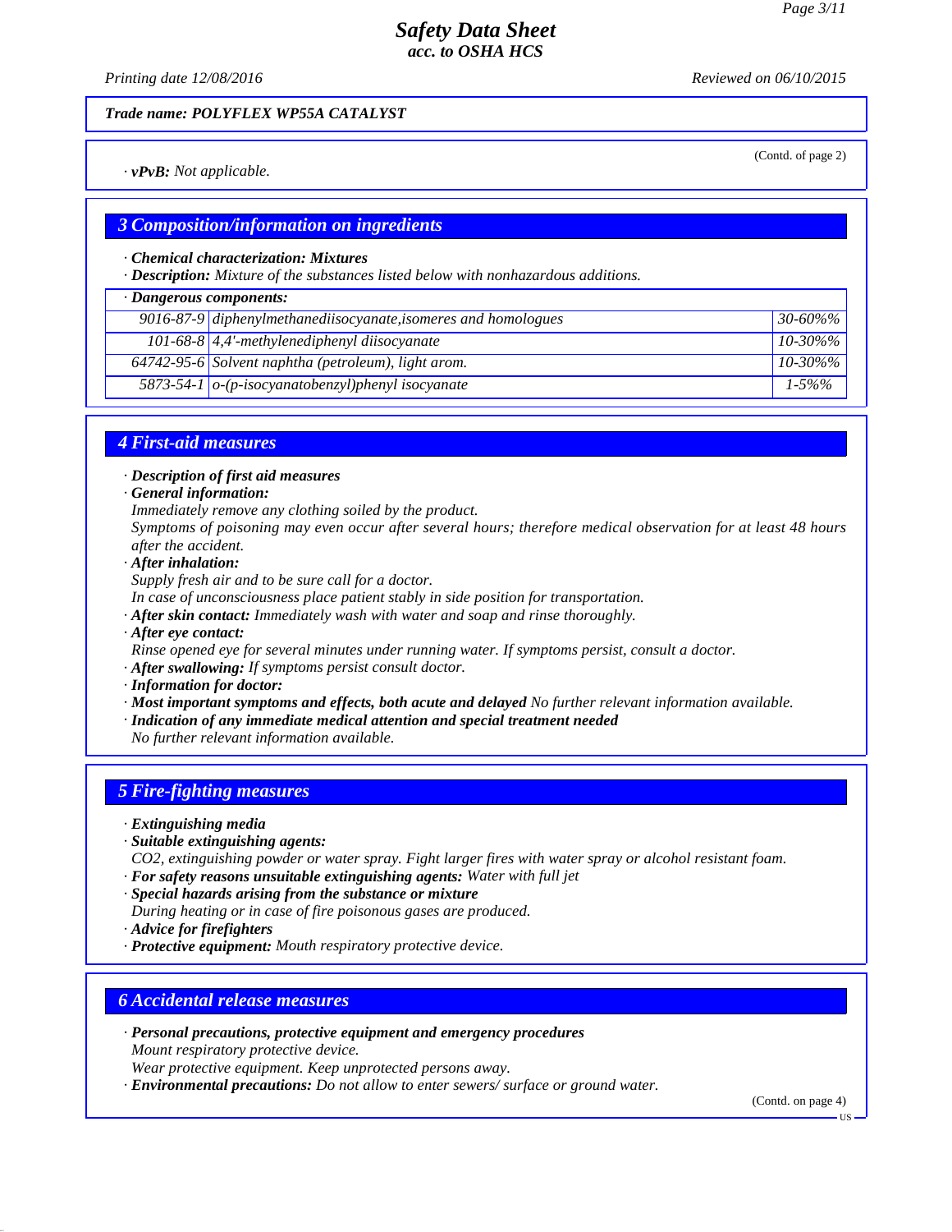*Safety Data Sheet*
*acc. to OSHA HCS*

*Printing date 12/08/2016* *Reviewed on 06/10/2015*

***Trade name: POLYFLEX WP55A CATALYST***

(Contd. of page 2)

· ***vPvB:*** *Not applicable.*

## 3 Composition/information on ingredients

· ***Chemical characterization: Mixtures***
· ***Description:*** *Mixture of the substances listed below with nonhazardous additions.*

| · ***Dangerous components:*** | | |
|---|---|---|
| 9016-87-9 | diphenylmethanediisocyanate,isomeres and homologues | 30-60%% |
| 101-68-8 | 4,4'-methylenediphenyl diisocyanate | 10-30%% |
| 64742-95-6 | Solvent naphtha (petroleum), light arom. | 10-30%% |
| 5873-54-1 | o-(p-isocyanatobenzyl)phenyl isocyanate | 1-5%% |

## 4 First-aid measures

· ***Description of first aid measures***
· ***General information:***
*Immediately remove any clothing soiled by the product.*
*Symptoms of poisoning may even occur after several hours; therefore medical observation for at least 48 hours after the accident.*
· ***After inhalation:***
*Supply fresh air and to be sure call for a doctor.*
*In case of unconsciousness place patient stably in side position for transportation.*
· ***After skin contact:*** *Immediately wash with water and soap and rinse thoroughly.*
· ***After eye contact:***
*Rinse opened eye for several minutes under running water. If symptoms persist, consult a doctor.*
· ***After swallowing:*** *If symptoms persist consult doctor.*
· ***Information for doctor:***
· ***Most important symptoms and effects, both acute and delayed*** *No further relevant information available.*
· ***Indication of any immediate medical attention and special treatment needed***
*No further relevant information available.*

## 5 Fire-fighting measures

· ***Extinguishing media***
· ***Suitable extinguishing agents:***
*CO2, extinguishing powder or water spray. Fight larger fires with water spray or alcohol resistant foam.*
· ***For safety reasons unsuitable extinguishing agents:*** *Water with full jet*
· ***Special hazards arising from the substance or mixture***
*During heating or in case of fire poisonous gases are produced.*
· ***Advice for firefighters***
· ***Protective equipment:*** *Mouth respiratory protective device.*

## 6 Accidental release measures

· ***Personal precautions, protective equipment and emergency procedures***
*Mount respiratory protective device.*
*Wear protective equipment. Keep unprotected persons away.*
· ***Environmental precautions:*** *Do not allow to enter sewers/ surface or ground water.*

(Contd. on page 4)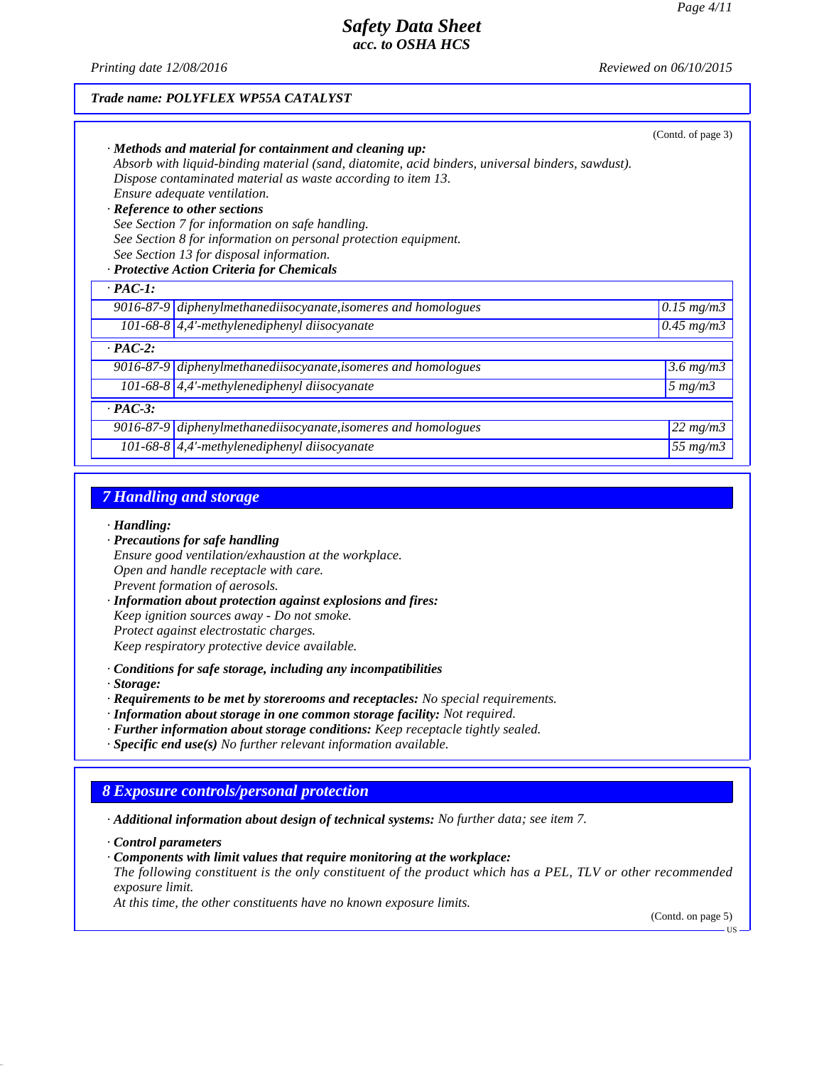**Trade name: POLYFLEX WP55A CATALYST**

(Contd. of page 3)

· **Methods and material for containment and cleaning up:**
Absorb with liquid-binding material (sand, diatomite, acid binders, universal binders, sawdust).
Dispose contaminated material as waste according to item 13.
Ensure adequate ventilation.

· **Reference to other sections**
See Section 7 for information on safe handling.
See Section 8 for information on personal protection equipment.
See Section 13 for disposal information.

· **Protective Action Criteria for Chemicals**

| · PAC-1: | | |
|---|---|---|
| 9016-87-9 | diphenylmethanediisocyanate,isomeres and homologues | 0.15 mg/m3 |
| 101-68-8 | 4,4'-methylenediphenyl diisocyanate | 0.45 mg/m3 |
| **· PAC-2:** | | |
| 9016-87-9 | diphenylmethanediisocyanate,isomeres and homologues | 3.6 mg/m3 |
| 101-68-8 | 4,4'-methylenediphenyl diisocyanate | 5 mg/m3 |
| **· PAC-3:** | | |
| 9016-87-9 | diphenylmethanediisocyanate,isomeres and homologues | 22 mg/m3 |
| 101-68-8 | 4,4'-methylenediphenyl diisocyanate | 55 mg/m3 |

## 7 Handling and storage

· **Handling:**

· **Precautions for safe handling**
Ensure good ventilation/exhaustion at the workplace.
Open and handle receptacle with care.
Prevent formation of aerosols.

· **Information about protection against explosions and fires:**
Keep ignition sources away - Do not smoke.
Protect against electrostatic charges.
Keep respiratory protective device available.

· **Conditions for safe storage, including any incompatibilities**

· **Storage:**

· **Requirements to be met by storerooms and receptacles:** No special requirements.

· **Information about storage in one common storage facility:** Not required.

· **Further information about storage conditions:** Keep receptacle tightly sealed.

· **Specific end use(s)** No further relevant information available.

## 8 Exposure controls/personal protection

· **Additional information about design of technical systems:** No further data; see item 7.

· **Control parameters**

· **Components with limit values that require monitoring at the workplace:**
The following constituent is the only constituent of the product which has a PEL, TLV or other recommended exposure limit.
At this time, the other constituents have no known exposure limits.

(Contd. on page 5)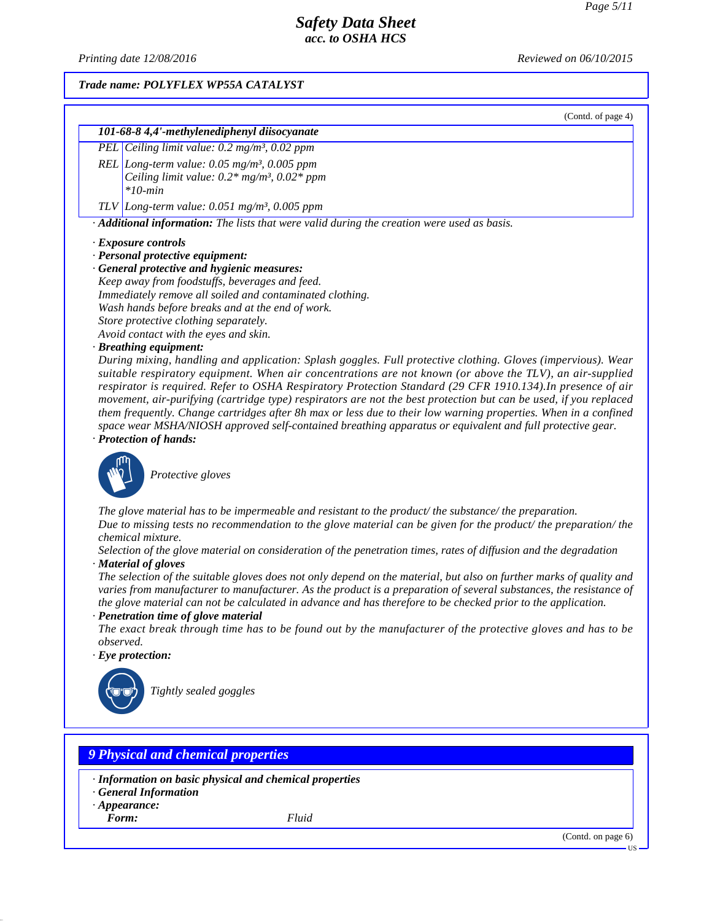*Trade name: POLYFLEX WP55A CATALYST*

(Contd. of page 4)

| 101-68-8 4,4'-methylenediphenyl diisocyanate | |
|---|---|
| PEL | Ceiling limit value: 0.2 mg/m³, 0.02 ppm |
| REL | Long-term value: 0.05 mg/m³, 0.005 ppm<br>Ceiling limit value: 0.2* mg/m³, 0.02* ppm<br>*10-min |
| TLV | Long-term value: 0.051 mg/m³, 0.005 ppm |

· **Additional information:** The lists that were valid during the creation were used as basis.

· **Exposure controls**
· **Personal protective equipment:**
· **General protective and hygienic measures:**
Keep away from foodstuffs, beverages and feed.
Immediately remove all soiled and contaminated clothing.
Wash hands before breaks and at the end of work.
Store protective clothing separately.
Avoid contact with the eyes and skin.
· **Breathing equipment:**
During mixing, handling and application: Splash goggles. Full protective clothing. Gloves (impervious). Wear suitable respiratory equipment. When air concentrations are not known (or above the TLV), an air-supplied respirator is required. Refer to OSHA Respiratory Protection Standard (29 CFR 1910.134).In presence of air movement, air-purifying (cartridge type) respirators are not the best protection but can be used, if you replaced them frequently. Change cartridges after 8h max or less due to their low warning properties. When in a confined space wear MSHA/NIOSH approved self-contained breathing apparatus or equivalent and full protective gear.
· **Protection of hands:**

Protective gloves

The glove material has to be impermeable and resistant to the product/ the substance/ the preparation.
Due to missing tests no recommendation to the glove material can be given for the product/ the preparation/ the chemical mixture.
Selection of the glove material on consideration of the penetration times, rates of diffusion and the degradation
· **Material of gloves**
The selection of the suitable gloves does not only depend on the material, but also on further marks of quality and varies from manufacturer to manufacturer. As the product is a preparation of several substances, the resistance of the glove material can not be calculated in advance and has therefore to be checked prior to the application.
· **Penetration time of glove material**
The exact break through time has to be found out by the manufacturer of the protective gloves and has to be observed.
· **Eye protection:**

Tightly sealed goggles

## 9 Physical and chemical properties

· **Information on basic physical and chemical properties**
· **General Information**
· **Appearance:**
**Form:** Fluid

(Contd. on page 6)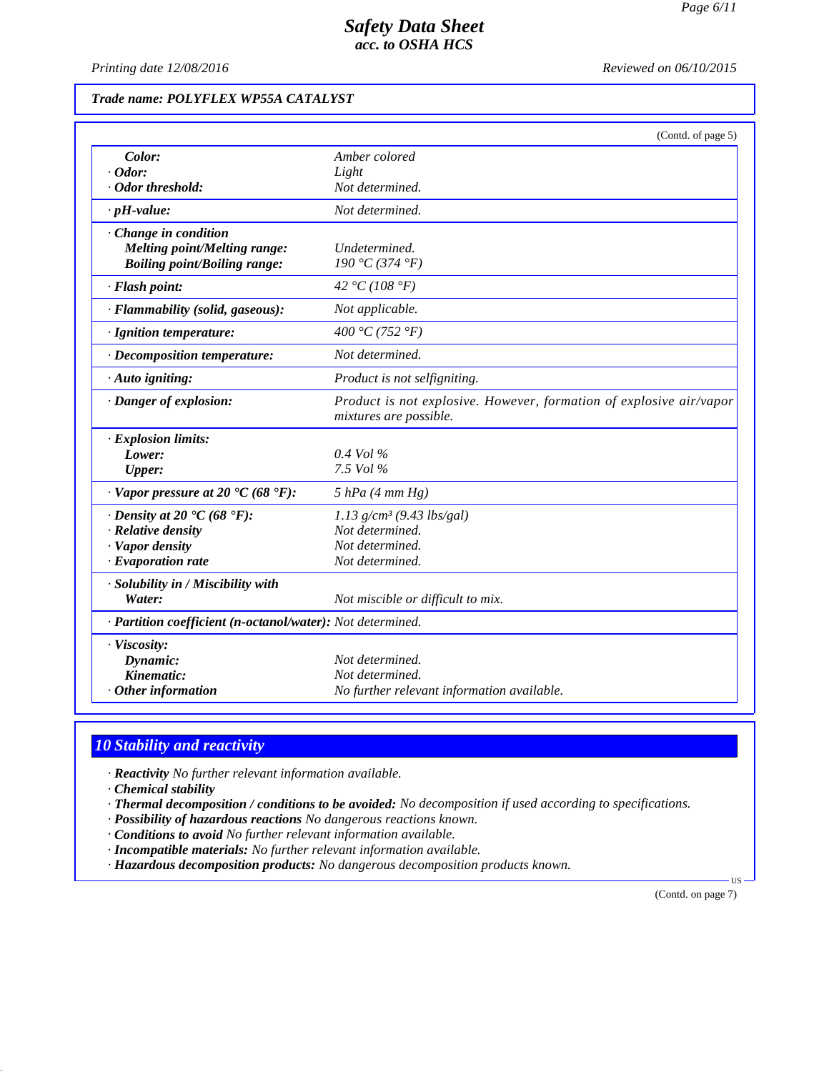*Trade name: POLYFLEX WP55A CATALYST*

(Contd. of page 5)

| | |
|---|---|
| **Color:** | Amber colored |
| **· Odor:** | Light |
| **· Odor threshold:** | Not determined. |
| **· pH-value:** | Not determined. |
| **· Change in condition** | |
| **Melting point/Melting range:** | Undetermined. |
| **Boiling point/Boiling range:** | 190 °C (374 °F) |
| **· Flash point:** | 42 °C (108 °F) |
| **· Flammability (solid, gaseous):** | Not applicable. |
| **· Ignition temperature:** | 400 °C (752 °F) |
| **· Decomposition temperature:** | Not determined. |
| **· Auto igniting:** | Product is not selfigniting. |
| **· Danger of explosion:** | Product is not explosive. However, formation of explosive air/vapor mixtures are possible. |
| **· Explosion limits:** | |
| **Lower:** | 0.4 Vol % |
| **Upper:** | 7.5 Vol % |
| **· Vapor pressure at 20 °C (68 °F):** | 5 hPa (4 mm Hg) |
| **· Density at 20 °C (68 °F):** | 1.13 g/cm³ (9.43 lbs/gal) |
| **· Relative density** | Not determined. |
| **· Vapor density** | Not determined. |
| **· Evaporation rate** | Not determined. |
| **· Solubility in / Miscibility with** | |
| **Water:** | Not miscible or difficult to mix. |
| **· Partition coefficient (n-octanol/water):** | Not determined. |
| **· Viscosity:** | |
| **Dynamic:** | Not determined. |
| **Kinematic:** | Not determined. |
| **· Other information** | No further relevant information available. |

## 10 Stability and reactivity

- **Reactivity** No further relevant information available.
- **Chemical stability**
- **Thermal decomposition / conditions to be avoided:** No decomposition if used according to specifications.
- **Possibility of hazardous reactions** No dangerous reactions known.
- **Conditions to avoid** No further relevant information available.
- **Incompatible materials:** No further relevant information available.
- **Hazardous decomposition products:** No dangerous decomposition products known.

(Contd. on page 7)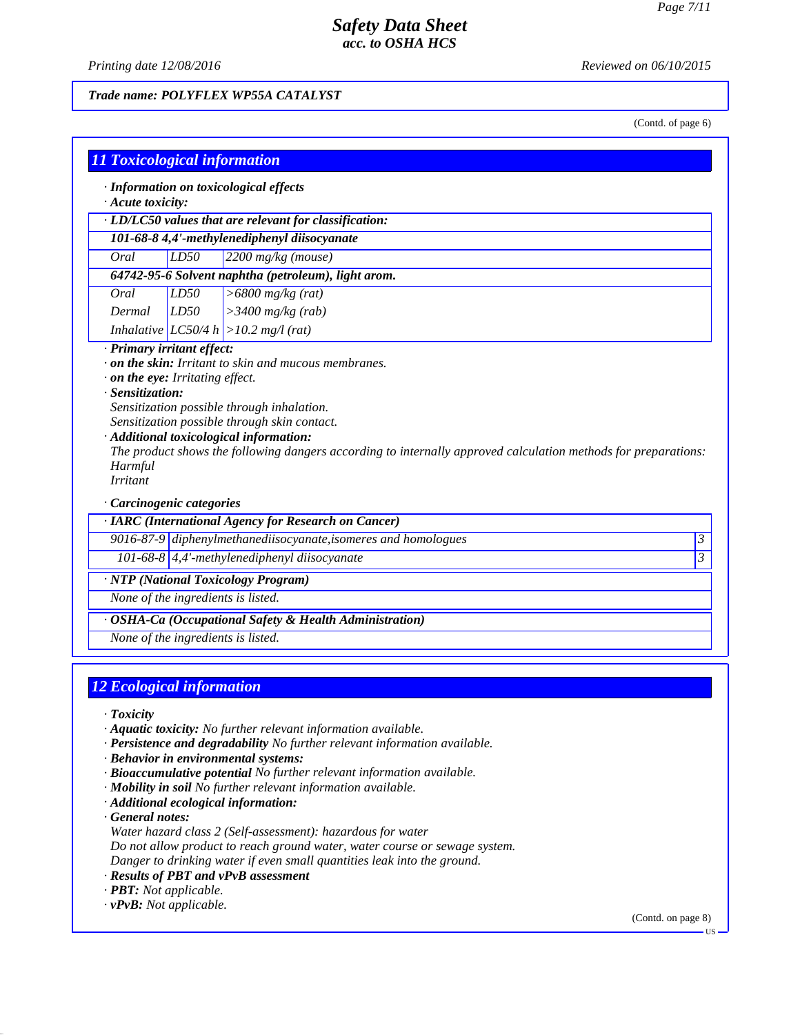*Trade name: POLYFLEX WP55A CATALYST*

(Contd. of page 6)

## 11 Toxicological information

· ***Information on toxicological effects***
· ***Acute toxicity:***

| · **LD/LC50 values that are relevant for classification:** | | |
|---|---|---|
| **101-68-8 4,4'-methylenediphenyl diisocyanate** | | |
| Oral | LD50 | 2200 mg/kg (mouse) |
| **64742-95-6 Solvent naphtha (petroleum), light arom.** | | |
| Oral | LD50 | >6800 mg/kg (rat) |
| Dermal | LD50 | >3400 mg/kg (rab) |
| Inhalative | LC50/4 h | >10.2 mg/l (rat) |

· ***Primary irritant effect:***
· ***on the skin:*** Irritant to skin and mucous membranes.
· ***on the eye:*** Irritating effect.
· ***Sensitization:***
Sensitization possible through inhalation.
Sensitization possible through skin contact.
· ***Additional toxicological information:***
The product shows the following dangers according to internally approved calculation methods for preparations:
Harmful
Irritant

· ***Carcinogenic categories***

| · **IARC (International Agency for Research on Cancer)** | | |
|---|---|---|
| 9016-87-9 | diphenylmethanediisocyanate,isomeres and homologues | 3 |
| 101-68-8 | 4,4'-methylenediphenyl diisocyanate | 3 |

| · **NTP (National Toxicology Program)** |
|---|
| None of the ingredients is listed. |

| · **OSHA-Ca (Occupational Safety & Health Administration)** |
|---|
| None of the ingredients is listed. |

## 12 Ecological information

· ***Toxicity***
· ***Aquatic toxicity:*** No further relevant information available.
· ***Persistence and degradability*** No further relevant information available.
· ***Behavior in environmental systems:***
· ***Bioaccumulative potential*** No further relevant information available.
· ***Mobility in soil*** No further relevant information available.
· ***Additional ecological information:***
· ***General notes:***
Water hazard class 2 (Self-assessment): hazardous for water
Do not allow product to reach ground water, water course or sewage system.
Danger to drinking water if even small quantities leak into the ground.
· ***Results of PBT and vPvB assessment***
· ***PBT:*** Not applicable.
· ***vPvB:*** Not applicable.

(Contd. on page 8)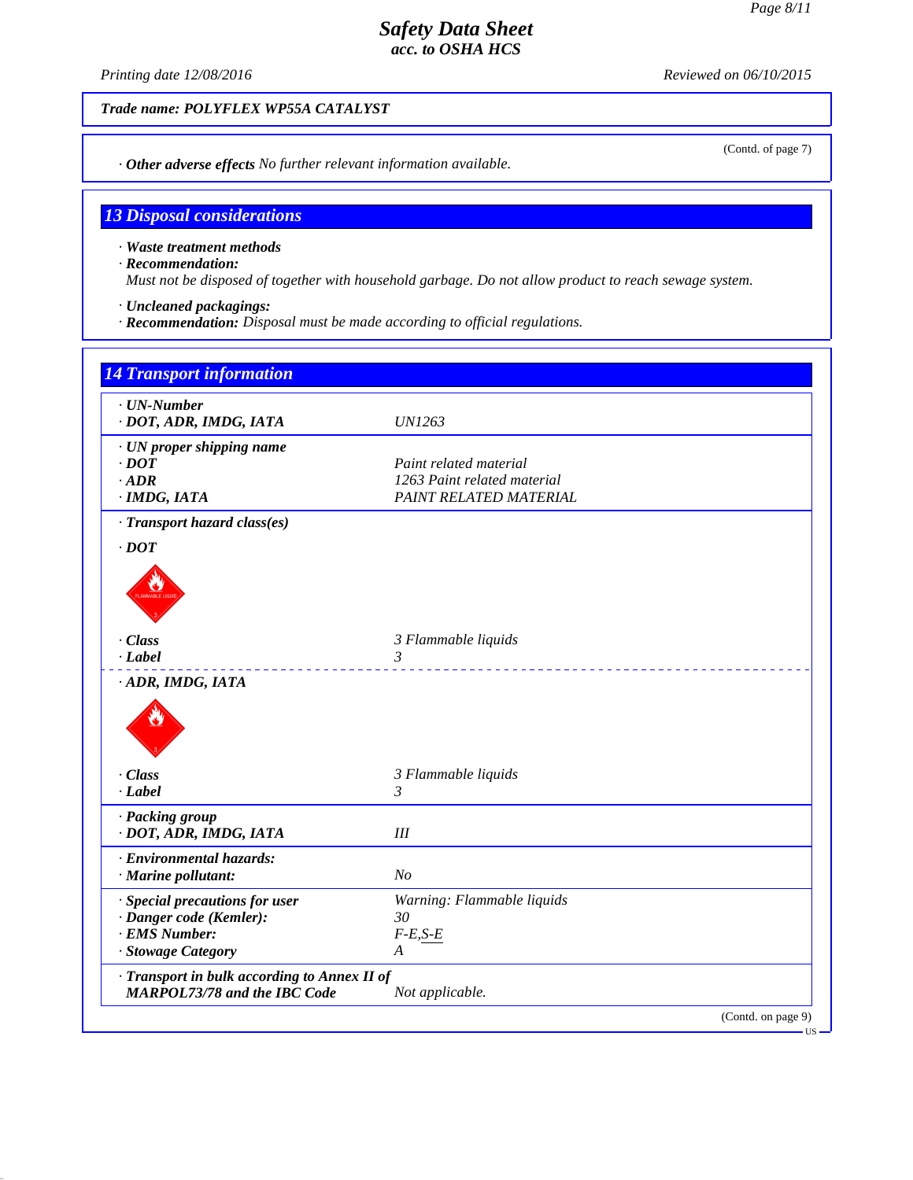Trade name: POLYFLEX WP55A CATALYST

(Contd. of page 7)

· **Other adverse effects** No further relevant information available.

## 13 Disposal considerations

· **Waste treatment methods**
· **Recommendation:**
Must not be disposed of together with household garbage. Do not allow product to reach sewage system.

· **Uncleaned packagings:**
· **Recommendation:** Disposal must be made according to official regulations.

## 14 Transport information

| | |
|---|---|
| · **UN-Number** | |
| · **DOT, ADR, IMDG, IATA** | UN1263 |
| · **UN proper shipping name** | |
| · **DOT** | Paint related material |
| · **ADR** | 1263 Paint related material |
| · **IMDG, IATA** | PAINT RELATED MATERIAL |
| · **Transport hazard class(es)** | |
| · **DOT** | |
| · **Class** | 3 Flammable liquids |
| · **Label** | 3 |
| · **ADR, IMDG, IATA** | |
| · **Class** | 3 Flammable liquids |
| · **Label** | 3 |
| · **Packing group** | |
| · **DOT, ADR, IMDG, IATA** | III |
| · **Environmental hazards:** | |
| · **Marine pollutant:** | No |
| · **Special precautions for user** | Warning: Flammable liquids |
| · **Danger code (Kemler):** | 30 |
| · **EMS Number:** | F-E,S-E |
| · **Stowage Category** | A |
| · **Transport in bulk according to Annex II of MARPOL73/78 and the IBC Code** | Not applicable. |

(Contd. on page 9)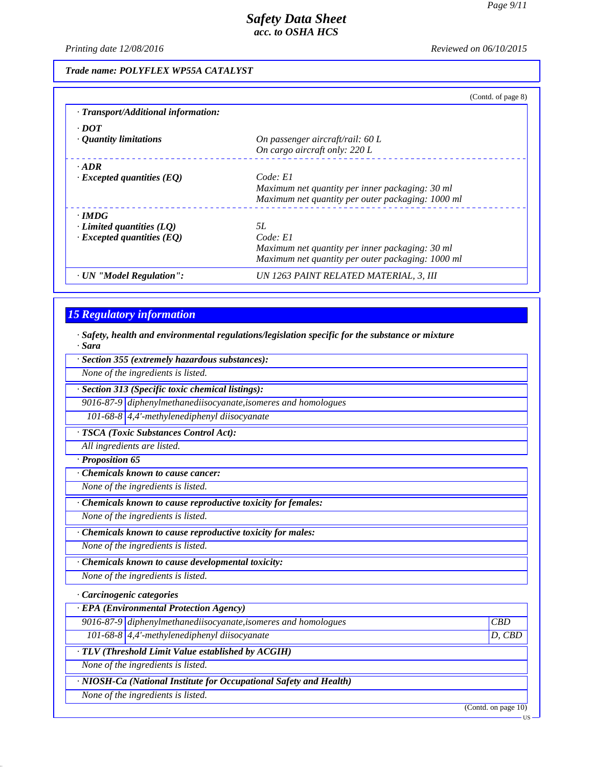*Trade name: POLYFLEX WP55A CATALYST*

(Contd. of page 8)

**· Transport/Additional information:**

| | |
|---|---|
| **· DOT** | |
| **· Quantity limitations** | *On passenger aircraft/rail: 60 L* <br> *On cargo aircraft only: 220 L* |
| **· ADR** | |
| **· Excepted quantities (EQ)** | *Code: E1* <br> *Maximum net quantity per inner packaging: 30 ml* <br> *Maximum net quantity per outer packaging: 1000 ml* |
| **· IMDG** | |
| **· Limited quantities (LQ)** | *5L* |
| **· Excepted quantities (EQ)** | *Code: E1* <br> *Maximum net quantity per inner packaging: 30 ml* <br> *Maximum net quantity per outer packaging: 1000 ml* |
| **· UN "Model Regulation":** | *UN 1263 PAINT RELATED MATERIAL, 3, III* |

## 15 Regulatory information

**· Safety, health and environmental regulations/legislation specific for the substance or mixture**

**· Sara**

**· Section 355 (extremely hazardous substances):**

*None of the ingredients is listed.*

**· Section 313 (Specific toxic chemical listings):**

| | |
|---|---|
| 9016-87-9 | diphenylmethanediisocyanate,isomeres and homologues |
| 101-68-8 | 4,4'-methylenediphenyl diisocyanate |

**· TSCA (Toxic Substances Control Act):**

*All ingredients are listed.*

**· Proposition 65**

**· Chemicals known to cause cancer:**

*None of the ingredients is listed.*

**· Chemicals known to cause reproductive toxicity for females:**

*None of the ingredients is listed.*

**· Chemicals known to cause reproductive toxicity for males:**

*None of the ingredients is listed.*

**· Chemicals known to cause developmental toxicity:**

*None of the ingredients is listed.*

**· Carcinogenic categories**

**· EPA (Environmental Protection Agency)**

| | | |
|---|---|---|
| 9016-87-9 | diphenylmethanediisocyanate,isomeres and homologues | CBD |
| 101-68-8 | 4,4'-methylenediphenyl diisocyanate | D, CBD |

**· TLV (Threshold Limit Value established by ACGIH)**

*None of the ingredients is listed.*

**· NIOSH-Ca (National Institute for Occupational Safety and Health)**

*None of the ingredients is listed.*

(Contd. on page 10)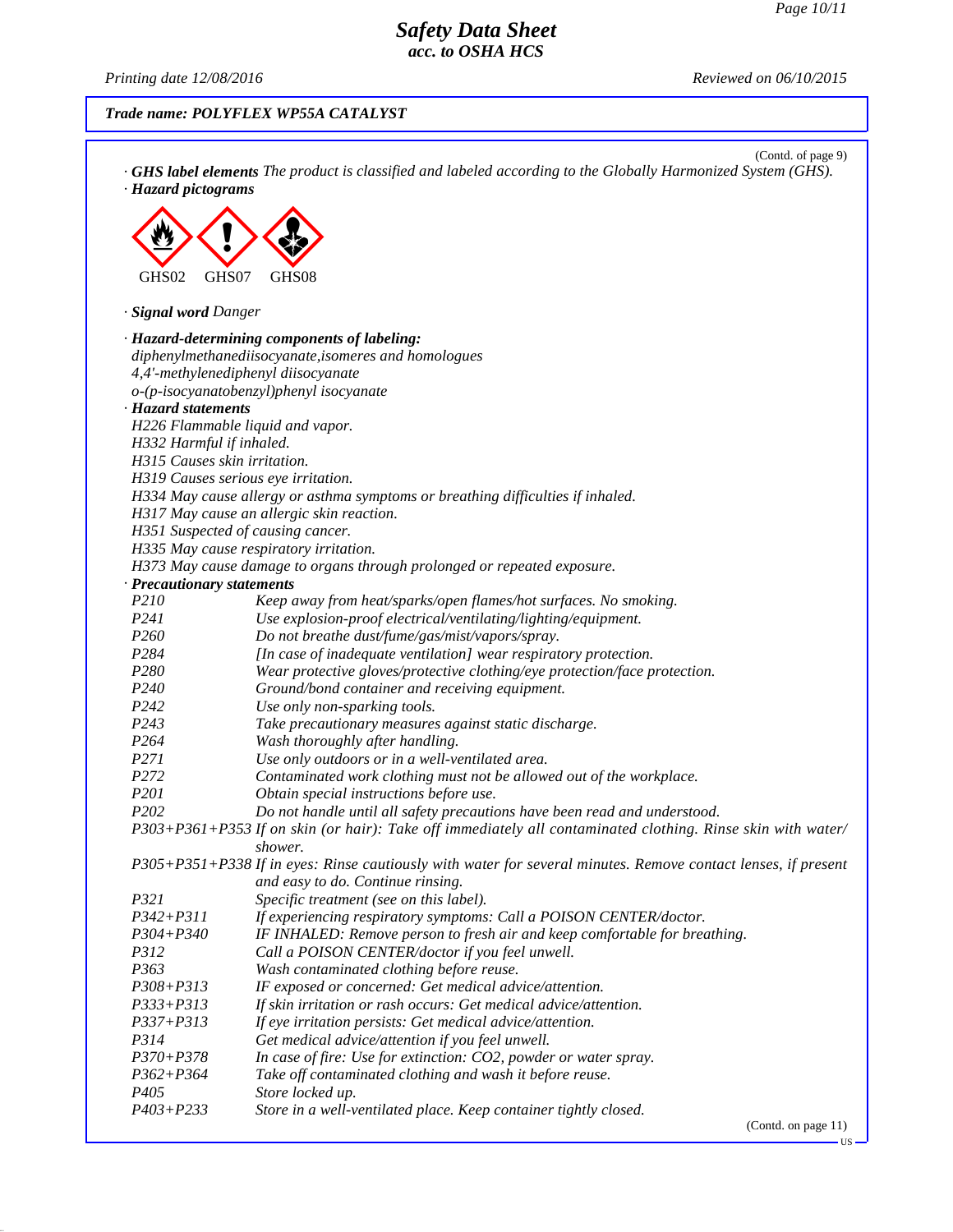**Trade name: POLYFLEX WP55A CATALYST**

(Contd. of page 9)

· **GHS label elements** *The product is classified and labeled according to the Globally Harmonized System (GHS).*

· **Hazard pictograms**

GHS02 GHS07 GHS08

· **Signal word** *Danger*

· **Hazard-determining components of labeling:**

*diphenylmethanediisocyanate,isomeres and homologues*
*4,4'-methylenediphenyl diisocyanate*
*o-(p-isocyanatobenzyl)phenyl isocyanate*

· **Hazard statements**

*H226 Flammable liquid and vapor.*
*H332 Harmful if inhaled.*
*H315 Causes skin irritation.*
*H319 Causes serious eye irritation.*
*H334 May cause allergy or asthma symptoms or breathing difficulties if inhaled.*
*H317 May cause an allergic skin reaction.*
*H351 Suspected of causing cancer.*
*H335 May cause respiratory irritation.*
*H373 May cause damage to organs through prolonged or repeated exposure.*

· **Precautionary statements**

| | |
|---|---|
| P210 | Keep away from heat/sparks/open flames/hot surfaces. No smoking. |
| P241 | Use explosion-proof electrical/ventilating/lighting/equipment. |
| P260 | Do not breathe dust/fume/gas/mist/vapors/spray. |
| P284 | [In case of inadequate ventilation] wear respiratory protection. |
| P280 | Wear protective gloves/protective clothing/eye protection/face protection. |
| P240 | Ground/bond container and receiving equipment. |
| P242 | Use only non-sparking tools. |
| P243 | Take precautionary measures against static discharge. |
| P264 | Wash thoroughly after handling. |
| P271 | Use only outdoors or in a well-ventilated area. |
| P272 | Contaminated work clothing must not be allowed out of the workplace. |
| P201 | Obtain special instructions before use. |
| P202 | Do not handle until all safety precautions have been read and understood. |
| P303+P361+P353 | If on skin (or hair): Take off immediately all contaminated clothing. Rinse skin with water/shower. |
| P305+P351+P338 | If in eyes: Rinse cautiously with water for several minutes. Remove contact lenses, if present and easy to do. Continue rinsing. |
| P321 | Specific treatment (see on this label). |
| P342+P311 | If experiencing respiratory symptoms: Call a POISON CENTER/doctor. |
| P304+P340 | IF INHALED: Remove person to fresh air and keep comfortable for breathing. |
| P312 | Call a POISON CENTER/doctor if you feel unwell. |
| P363 | Wash contaminated clothing before reuse. |
| P308+P313 | IF exposed or concerned: Get medical advice/attention. |
| P333+P313 | If skin irritation or rash occurs: Get medical advice/attention. |
| P337+P313 | If eye irritation persists: Get medical advice/attention. |
| P314 | Get medical advice/attention if you feel unwell. |
| P370+P378 | In case of fire: Use for extinction: CO2, powder or water spray. |
| P362+P364 | Take off contaminated clothing and wash it before reuse. |
| P405 | Store locked up. |
| P403+P233 | Store in a well-ventilated place. Keep container tightly closed. |

(Contd. on page 11)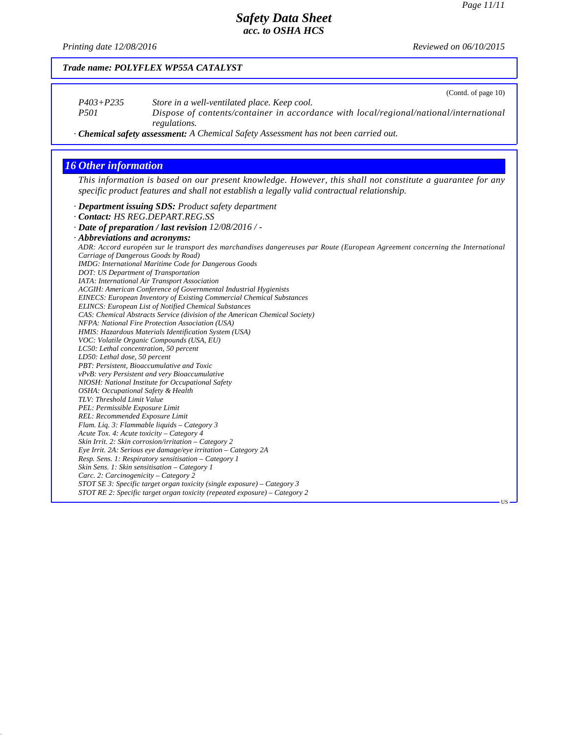*Trade name: POLYFLEX WP55A CATALYST*

(Contd. of page 10)

| | |
|---|---|
| *P403+P235* | *Store in a well-ventilated place. Keep cool.* |
| *P501* | *Dispose of contents/container in accordance with local/regional/national/international regulations.* |

· ***Chemical safety assessment:*** *A Chemical Safety Assessment has not been carried out.*

## *16 Other information*

*This information is based on our present knowledge. However, this shall not constitute a guarantee for any specific product features and shall not establish a legally valid contractual relationship.*

· ***Department issuing SDS:*** *Product safety department*
· ***Contact:*** *HS REG.DEPART.REG.SS*
· ***Date of preparation / last revision*** *12/08/2016 / -*
· ***Abbreviations and acronyms:***

*ADR: Accord européen sur le transport des marchandises dangereuses par Route (European Agreement concerning the International Carriage of Dangerous Goods by Road)*
*IMDG: International Maritime Code for Dangerous Goods*
*DOT: US Department of Transportation*
*IATA: International Air Transport Association*
*ACGIH: American Conference of Governmental Industrial Hygienists*
*EINECS: European Inventory of Existing Commercial Chemical Substances*
*ELINCS: European List of Notified Chemical Substances*
*CAS: Chemical Abstracts Service (division of the American Chemical Society)*
*NFPA: National Fire Protection Association (USA)*
*HMIS: Hazardous Materials Identification System (USA)*
*VOC: Volatile Organic Compounds (USA, EU)*
*LC50: Lethal concentration, 50 percent*
*LD50: Lethal dose, 50 percent*
*PBT: Persistent, Bioaccumulative and Toxic*
*vPvB: very Persistent and very Bioaccumulative*
*NIOSH: National Institute for Occupational Safety*
*OSHA: Occupational Safety & Health*
*TLV: Threshold Limit Value*
*PEL: Permissible Exposure Limit*
*REL: Recommended Exposure Limit*
*Flam. Liq. 3: Flammable liquids – Category 3*
*Acute Tox. 4: Acute toxicity – Category 4*
*Skin Irrit. 2: Skin corrosion/irritation – Category 2*
*Eye Irrit. 2A: Serious eye damage/eye irritation – Category 2A*
*Resp. Sens. 1: Respiratory sensitisation – Category 1*
*Skin Sens. 1: Skin sensitisation – Category 1*
*Carc. 2: Carcinogenicity – Category 2*
*STOT SE 3: Specific target organ toxicity (single exposure) – Category 3*
*STOT RE 2: Specific target organ toxicity (repeated exposure) – Category 2*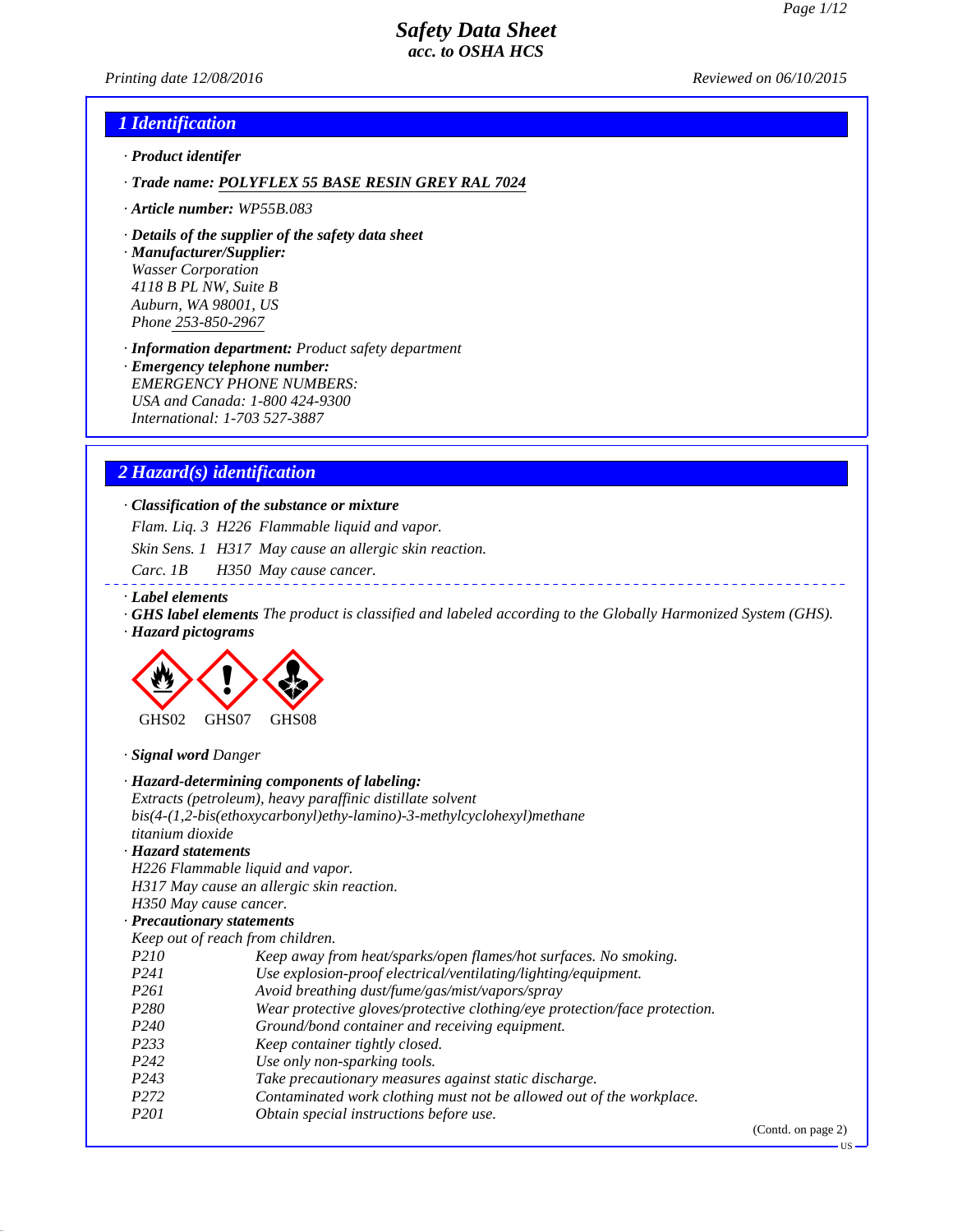# Safety Data Sheet
## acc. to OSHA HCS

Printing date 12/08/2016 | Reviewed on 06/10/2015

## 1 Identification

· **Product identifer**

· **Trade name: POLYFLEX 55 BASE RESIN GREY RAL 7024**

· **Article number:** WP55B.083

· **Details of the supplier of the safety data sheet**

· **Manufacturer/Supplier:**
Wasser Corporation
4118 B PL NW, Suite B
Auburn, WA 98001, US
Phone 253-850-2967

· **Information department:** Product safety department

· **Emergency telephone number:**
EMERGENCY PHONE NUMBERS:
USA and Canada: 1-800 424-9300
International: 1-703 527-3887

## 2 Hazard(s) identification

· **Classification of the substance or mixture**

Flam. Liq. 3 H226 Flammable liquid and vapor.

Skin Sens. 1 H317 May cause an allergic skin reaction.

Carc. 1B H350 May cause cancer.

· **Label elements**

· **GHS label elements** The product is classified and labeled according to the Globally Harmonized System (GHS).

· **Hazard pictograms**

GHS02 GHS07 GHS08

· **Signal word** Danger

· **Hazard-determining components of labeling:**
Extracts (petroleum), heavy paraffinic distillate solvent
bis(4-(1,2-bis(ethoxycarbonyl)ethy-lamino)-3-methylcyclohexyl)methane
titanium dioxide

· **Hazard statements**
H226 Flammable liquid and vapor.
H317 May cause an allergic skin reaction.
H350 May cause cancer.

· **Precautionary statements**
Keep out of reach from children.

| | |
|---|---|
| P210 | Keep away from heat/sparks/open flames/hot surfaces. No smoking. |
| P241 | Use explosion-proof electrical/ventilating/lighting/equipment. |
| P261 | Avoid breathing dust/fume/gas/mist/vapors/spray |
| P280 | Wear protective gloves/protective clothing/eye protection/face protection. |
| P240 | Ground/bond container and receiving equipment. |
| P233 | Keep container tightly closed. |
| P242 | Use only non-sparking tools. |
| P243 | Take precautionary measures against static discharge. |
| P272 | Contaminated work clothing must not be allowed out of the workplace. |
| P201 | Obtain special instructions before use. |

(Contd. on page 2)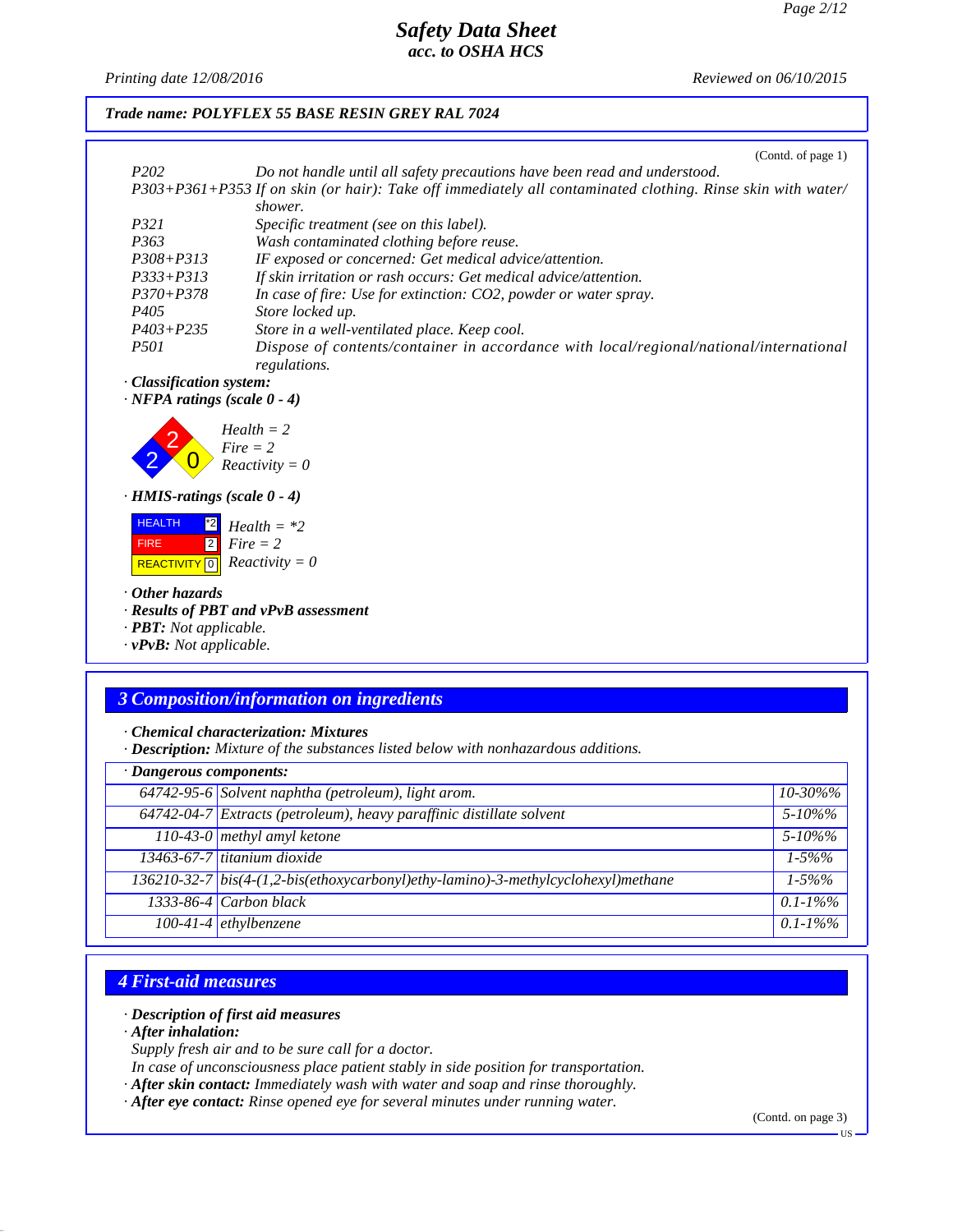**Trade name: POLYFLEX 55 BASE RESIN GREY RAL 7024**

(Contd. of page 1)

| | |
|---|---|
| P202 | Do not handle until all safety precautions have been read and understood. |
| P303+P361+P353 | If on skin (or hair): Take off immediately all contaminated clothing. Rinse skin with water/shower. |
| P321 | Specific treatment (see on this label). |
| P363 | Wash contaminated clothing before reuse. |
| P308+P313 | IF exposed or concerned: Get medical advice/attention. |
| P333+P313 | If skin irritation or rash occurs: Get medical advice/attention. |
| P370+P378 | In case of fire: Use for extinction: CO2, powder or water spray. |
| P405 | Store locked up. |
| P403+P235 | Store in a well-ventilated place. Keep cool. |
| P501 | Dispose of contents/container in accordance with local/regional/national/international regulations. |

· ***Classification system:***
· ***NFPA ratings (scale 0 - 4)***

*Health = 2*
*Fire = 2*
*Reactivity = 0*

· ***HMIS-ratings (scale 0 - 4)***

| | | |
|---|---|---|
| HEALTH | *2 | *Health = \*2* |
| FIRE | 2 | *Fire = 2* |
| REACTIVITY | 0 | *Reactivity = 0* |

· ***Other hazards***
· ***Results of PBT and vPvB assessment***
· ***PBT:*** *Not applicable.*
· ***vPvB:*** *Not applicable.*

## 3 Composition/information on ingredients

· ***Chemical characterization: Mixtures***
· ***Description:*** *Mixture of the substances listed below with nonhazardous additions.*

| · Dangerous components: | | |
|---|---|---|
| 64742-95-6 | Solvent naphtha (petroleum), light arom. | 10-30%% |
| 64742-04-7 | Extracts (petroleum), heavy paraffinic distillate solvent | 5-10%% |
| 110-43-0 | methyl amyl ketone | 5-10%% |
| 13463-67-7 | titanium dioxide | 1-5%% |
| 136210-32-7 | bis(4-(1,2-bis(ethoxycarbonyl)ethy-lamino)-3-methylcyclohexyl)methane | 1-5%% |
| 1333-86-4 | Carbon black | 0.1-1%% |
| 100-41-4 | ethylbenzene | 0.1-1%% |

## 4 First-aid measures

· ***Description of first aid measures***
· ***After inhalation:***
*Supply fresh air and to be sure call for a doctor.*
*In case of unconsciousness place patient stably in side position for transportation.*
· ***After skin contact:*** *Immediately wash with water and soap and rinse thoroughly.*
· ***After eye contact:*** *Rinse opened eye for several minutes under running water.*

(Contd. on page 3)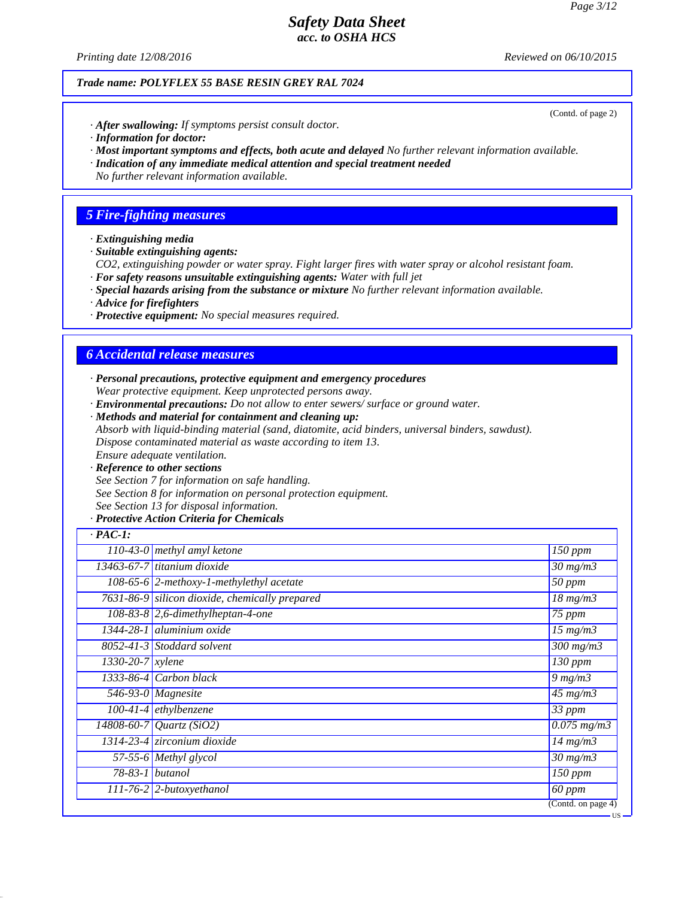(Contd. of page 2)

· **After swallowing:** If symptoms persist consult doctor.
· **Information for doctor:**
· **Most important symptoms and effects, both acute and delayed** No further relevant information available.
· **Indication of any immediate medical attention and special treatment needed**
No further relevant information available.

## 5 Fire-fighting measures

· **Extinguishing media**
· **Suitable extinguishing agents:**
$CO_2$, extinguishing powder or water spray. Fight larger fires with water spray or alcohol resistant foam.
· **For safety reasons unsuitable extinguishing agents:** Water with full jet
· **Special hazards arising from the substance or mixture** No further relevant information available.
· **Advice for firefighters**
· **Protective equipment:** No special measures required.

## 6 Accidental release measures

· **Personal precautions, protective equipment and emergency procedures**
Wear protective equipment. Keep unprotected persons away.
· **Environmental precautions:** Do not allow to enter sewers/ surface or ground water.
· **Methods and material for containment and cleaning up:**
Absorb with liquid-binding material (sand, diatomite, acid binders, universal binders, sawdust).
Dispose contaminated material as waste according to item 13.
Ensure adequate ventilation.
· **Reference to other sections**
See Section 7 for information on safe handling.
See Section 8 for information on personal protection equipment.
See Section 13 for disposal information.
· **Protective Action Criteria for Chemicals**

| · **PAC-1:** | | |
|---|---|---|
| 110-43-0 | methyl amyl ketone | 150 ppm |
| 13463-67-7 | titanium dioxide | 30 mg/m3 |
| 108-65-6 | 2-methoxy-1-methylethyl acetate | 50 ppm |
| 7631-86-9 | silicon dioxide, chemically prepared | 18 mg/m3 |
| 108-83-8 | 2,6-dimethylheptan-4-one | 75 ppm |
| 1344-28-1 | aluminium oxide | 15 mg/m3 |
| 8052-41-3 | Stoddard solvent | 300 mg/m3 |
| 1330-20-7 | xylene | 130 ppm |
| 1333-86-4 | Carbon black | 9 mg/m3 |
| 546-93-0 | Magnesite | 45 mg/m3 |
| 100-41-4 | ethylbenzene | 33 ppm |
| 14808-60-7 | Quartz ($SiO_2$) | 0.075 mg/m3 |
| 1314-23-4 | zirconium dioxide | 14 mg/m3 |
| 57-55-6 | Methyl glycol | 30 mg/m3 |
| 78-83-1 | butanol | 150 ppm |
| 111-76-2 | 2-butoxyethanol | 60 ppm |

(Contd. on page 4)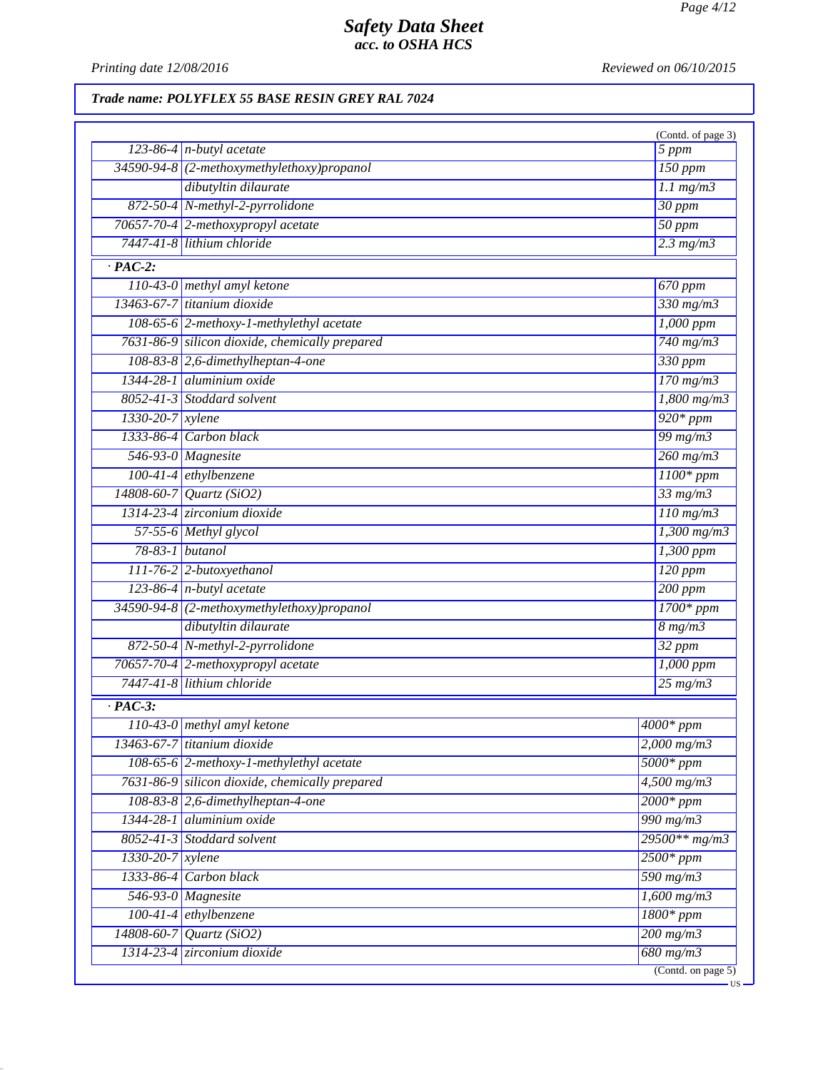**Trade name: POLYFLEX 55 BASE RESIN GREY RAL 7024**

(Contd. of page 3)

| | | |
|---|---|---|
| 123-86-4 | n-butyl acetate | 5 ppm |
| 34590-94-8 | (2-methoxymethylethoxy)propanol | 150 ppm |
| | dibutyltin dilaurate | 1.1 mg/m3 |
| 872-50-4 | N-methyl-2-pyrrolidone | 30 ppm |
| 70657-70-4 | 2-methoxypropyl acetate | 50 ppm |
| 7447-41-8 | lithium chloride | 2.3 mg/m3 |

**· PAC-2:**

| | | |
|---|---|---|
| 110-43-0 | methyl amyl ketone | 670 ppm |
| 13463-67-7 | titanium dioxide | 330 mg/m3 |
| 108-65-6 | 2-methoxy-1-methylethyl acetate | 1,000 ppm |
| 7631-86-9 | silicon dioxide, chemically prepared | 740 mg/m3 |
| 108-83-8 | 2,6-dimethylheptan-4-one | 330 ppm |
| 1344-28-1 | aluminium oxide | 170 mg/m3 |
| 8052-41-3 | Stoddard solvent | 1,800 mg/m3 |
| 1330-20-7 | xylene | 920* ppm |
| 1333-86-4 | Carbon black | 99 mg/m3 |
| 546-93-0 | Magnesite | 260 mg/m3 |
| 100-41-4 | ethylbenzene | 1100* ppm |
| 14808-60-7 | Quartz (SiO2) | 33 mg/m3 |
| 1314-23-4 | zirconium dioxide | 110 mg/m3 |
| 57-55-6 | Methyl glycol | 1,300 mg/m3 |
| 78-83-1 | butanol | 1,300 ppm |
| 111-76-2 | 2-butoxyethanol | 120 ppm |
| 123-86-4 | n-butyl acetate | 200 ppm |
| 34590-94-8 | (2-methoxymethylethoxy)propanol | 1700* ppm |
| | dibutyltin dilaurate | 8 mg/m3 |
| 872-50-4 | N-methyl-2-pyrrolidone | 32 ppm |
| 70657-70-4 | 2-methoxypropyl acetate | 1,000 ppm |
| 7447-41-8 | lithium chloride | 25 mg/m3 |

**· PAC-3:**

| | | |
|---|---|---|
| 110-43-0 | methyl amyl ketone | 4000* ppm |
| 13463-67-7 | titanium dioxide | 2,000 mg/m3 |
| 108-65-6 | 2-methoxy-1-methylethyl acetate | 5000* ppm |
| 7631-86-9 | silicon dioxide, chemically prepared | 4,500 mg/m3 |
| 108-83-8 | 2,6-dimethylheptan-4-one | 2000* ppm |
| 1344-28-1 | aluminium oxide | 990 mg/m3 |
| 8052-41-3 | Stoddard solvent | 29500** mg/m3 |
| 1330-20-7 | xylene | 2500* ppm |
| 1333-86-4 | Carbon black | 590 mg/m3 |
| 546-93-0 | Magnesite | 1,600 mg/m3 |
| 100-41-4 | ethylbenzene | 1800* ppm |
| 14808-60-7 | Quartz (SiO2) | 200 mg/m3 |
| 1314-23-4 | zirconium dioxide | 680 mg/m3 |

(Contd. on page 5)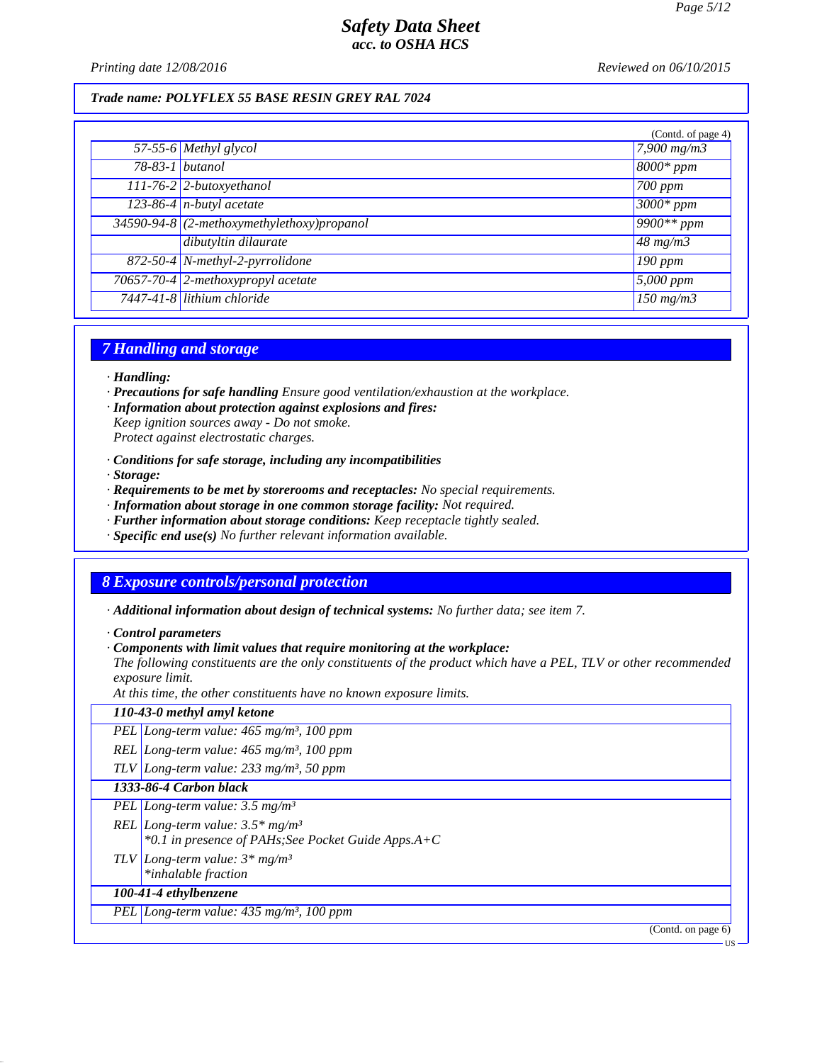Trade name: POLYFLEX 55 BASE RESIN GREY RAL 7024

(Contd. of page 4)

| | | |
|---|---|---|
| 57-55-6 | Methyl glycol | 7,900 mg/m3 |
| 78-83-1 | butanol | 8000* ppm |
| 111-76-2 | 2-butoxyethanol | 700 ppm |
| 123-86-4 | n-butyl acetate | 3000* ppm |
| 34590-94-8 | (2-methoxymethylethoxy)propanol | 9900** ppm |
| | dibutyltin dilaurate | 48 mg/m3 |
| 872-50-4 | N-methyl-2-pyrrolidone | 190 ppm |
| 70657-70-4 | 2-methoxypropyl acetate | 5,000 ppm |
| 7447-41-8 | lithium chloride | 150 mg/m3 |

## 7 Handling and storage

· **Handling:**
· **Precautions for safe handling** Ensure good ventilation/exhaustion at the workplace.
· **Information about protection against explosions and fires:**
Keep ignition sources away - Do not smoke.
Protect against electrostatic charges.

· **Conditions for safe storage, including any incompatibilities**
· **Storage:**
· **Requirements to be met by storerooms and receptacles:** No special requirements.
· **Information about storage in one common storage facility:** Not required.
· **Further information about storage conditions:** Keep receptacle tightly sealed.
· **Specific end use(s)** No further relevant information available.

## 8 Exposure controls/personal protection

· **Additional information about design of technical systems:** No further data; see item 7.

· **Control parameters**
· **Components with limit values that require monitoring at the workplace:**
The following constituents are the only constituents of the product which have a PEL, TLV or other recommended exposure limit.
At this time, the other constituents have no known exposure limits.

| | |
|---|---|
| **110-43-0 methyl amyl ketone** | |
| PEL | Long-term value: 465 mg/m³, 100 ppm |
| REL | Long-term value: 465 mg/m³, 100 ppm |
| TLV | Long-term value: 233 mg/m³, 50 ppm |
| **1333-86-4 Carbon black** | |
| PEL | Long-term value: 3.5 mg/m³ |
| REL | Long-term value: 3.5* mg/m³<br>*0.1 in presence of PAHs;See Pocket Guide Apps.A+C |
| TLV | Long-term value: 3* mg/m³<br>*inhalable fraction |
| **100-41-4 ethylbenzene** | |
| PEL | Long-term value: 435 mg/m³, 100 ppm |

(Contd. on page 6)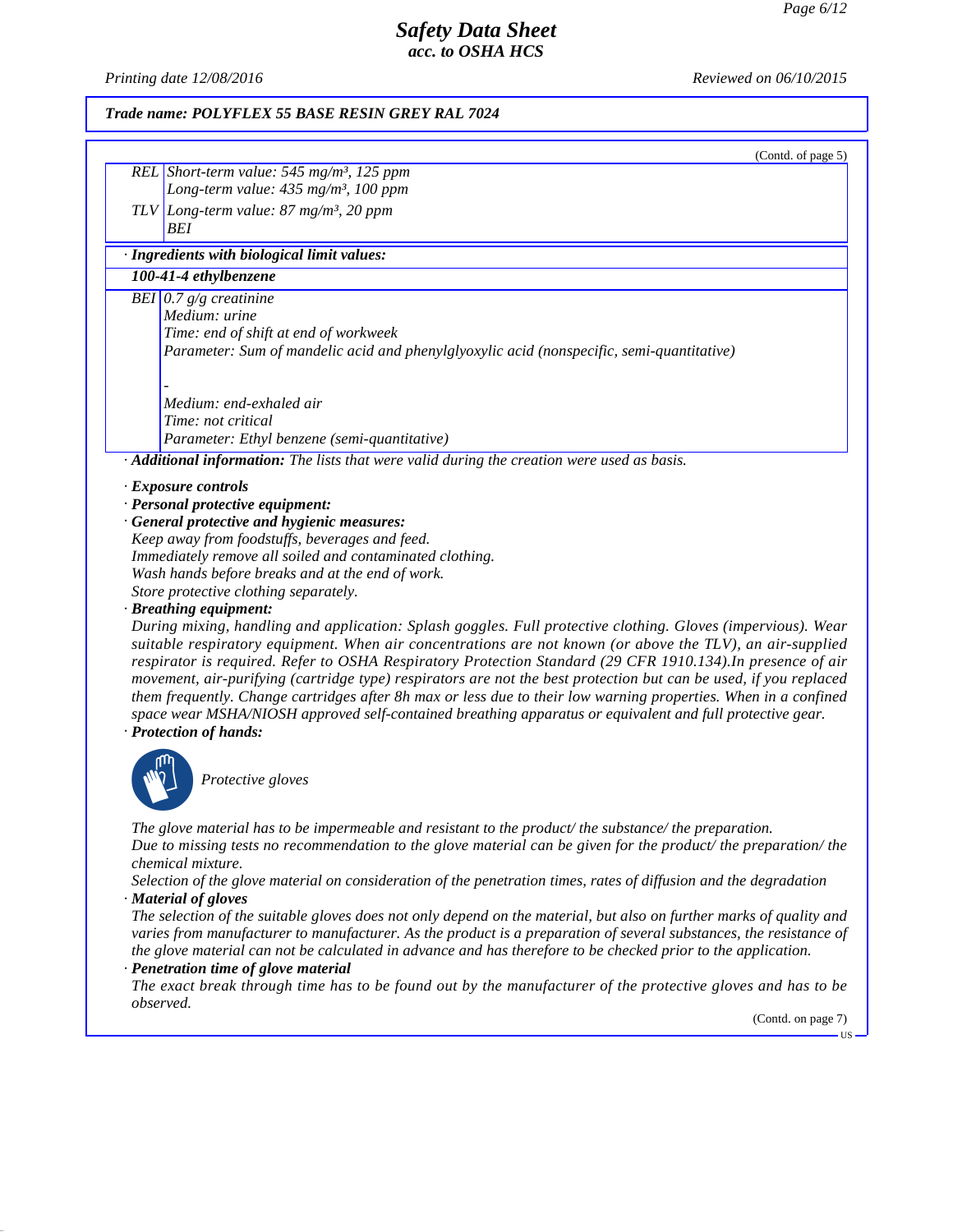(Contd. of page 5)

| | |
|---|---|
| REL | Short-term value: 545 mg/m³, 125 ppm<br>Long-term value: 435 mg/m³, 100 ppm |
| TLV | Long-term value: 87 mg/m³, 20 ppm<br>BEI |

**· Ingredients with biological limit values:**

**100-41-4 ethylbenzene**

| | |
|---|---|
| BEI | 0.7 g/g creatinine<br>Medium: urine<br>Time: end of shift at end of workweek<br>Parameter: Sum of mandelic acid and phenylglyoxylic acid (nonspecific, semi-quantitative)<br><br>-<br>Medium: end-exhaled air<br>Time: not critical<br>Parameter: Ethyl benzene (semi-quantitative) |

· **Additional information:** The lists that were valid during the creation were used as basis.

· **Exposure controls**
· **Personal protective equipment:**
· **General protective and hygienic measures:**
Keep away from foodstuffs, beverages and feed.
Immediately remove all soiled and contaminated clothing.
Wash hands before breaks and at the end of work.
Store protective clothing separately.
· **Breathing equipment:**
During mixing, handling and application: Splash goggles. Full protective clothing. Gloves (impervious). Wear suitable respiratory equipment. When air concentrations are not known (or above the TLV), an air-supplied respirator is required. Refer to OSHA Respiratory Protection Standard (29 CFR 1910.134).In presence of air movement, air-purifying (cartridge type) respirators are not the best protection but can be used, if you replaced them frequently. Change cartridges after 8h max or less due to their low warning properties. When in a confined space wear MSHA/NIOSH approved self-contained breathing apparatus or equivalent and full protective gear.
· **Protection of hands:**

Protective gloves

The glove material has to be impermeable and resistant to the product/ the substance/ the preparation.
Due to missing tests no recommendation to the glove material can be given for the product/ the preparation/ the chemical mixture.
Selection of the glove material on consideration of the penetration times, rates of diffusion and the degradation
· **Material of gloves**
The selection of the suitable gloves does not only depend on the material, but also on further marks of quality and varies from manufacturer to manufacturer. As the product is a preparation of several substances, the resistance of the glove material can not be calculated in advance and has therefore to be checked prior to the application.
· **Penetration time of glove material**
The exact break through time has to be found out by the manufacturer of the protective gloves and has to be observed.

(Contd. on page 7)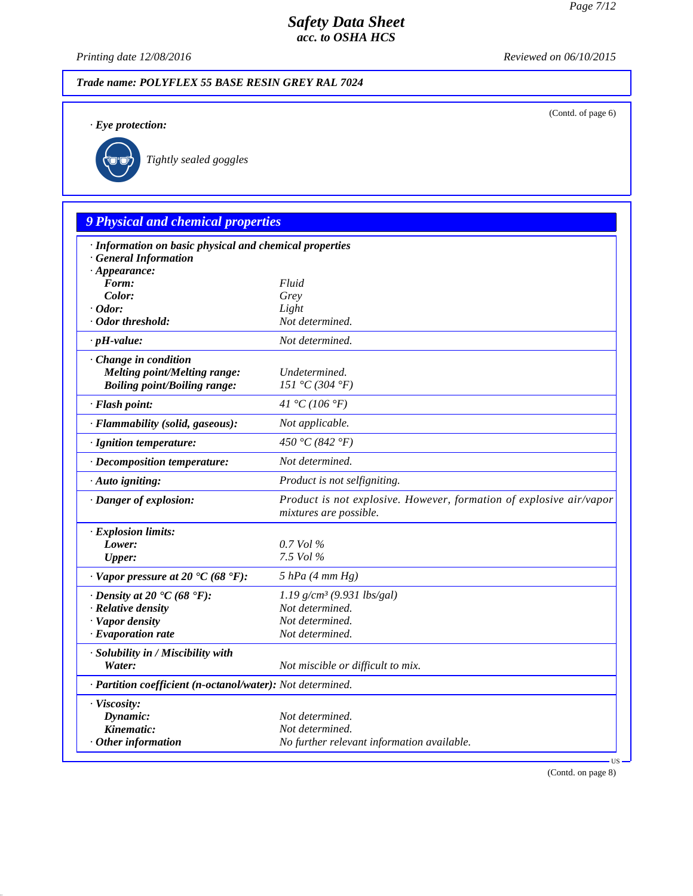Trade name: POLYFLEX 55 BASE RESIN GREY RAL 7024

(Contd. of page 6)

· **Eye protection:**

Tightly sealed goggles

## 9 Physical and chemical properties

| Property | Value |
|---|---|
| · **Information on basic physical and chemical properties** | |
| · **General Information** | |
| · **Appearance:** | |
| **Form:** | Fluid |
| **Color:** | Grey |
| · **Odor:** | Light |
| · **Odor threshold:** | Not determined. |
| · **pH-value:** | Not determined. |
| · **Change in condition** | |
| **Melting point/Melting range:** | Undetermined. |
| **Boiling point/Boiling range:** | 151 °C (304 °F) |
| · **Flash point:** | 41 °C (106 °F) |
| · **Flammability (solid, gaseous):** | Not applicable. |
| · **Ignition temperature:** | 450 °C (842 °F) |
| · **Decomposition temperature:** | Not determined. |
| · **Auto igniting:** | Product is not selfigniting. |
| · **Danger of explosion:** | Product is not explosive. However, formation of explosive air/vapor mixtures are possible. |
| · **Explosion limits:** | |
| **Lower:** | 0.7 Vol % |
| **Upper:** | 7.5 Vol % |
| · **Vapor pressure at 20 °C (68 °F):** | 5 hPa (4 mm Hg) |
| · **Density at 20 °C (68 °F):** | 1.19 g/cm³ (9.931 lbs/gal) |
| · **Relative density** | Not determined. |
| · **Vapor density** | Not determined. |
| · **Evaporation rate** | Not determined. |
| · **Solubility in / Miscibility with** | |
| **Water:** | Not miscible or difficult to mix. |
| · **Partition coefficient (n-octanol/water):** | Not determined. |
| · **Viscosity:** | |
| **Dynamic:** | Not determined. |
| **Kinematic:** | Not determined. |
| · **Other information** | No further relevant information available. |

(Contd. on page 8)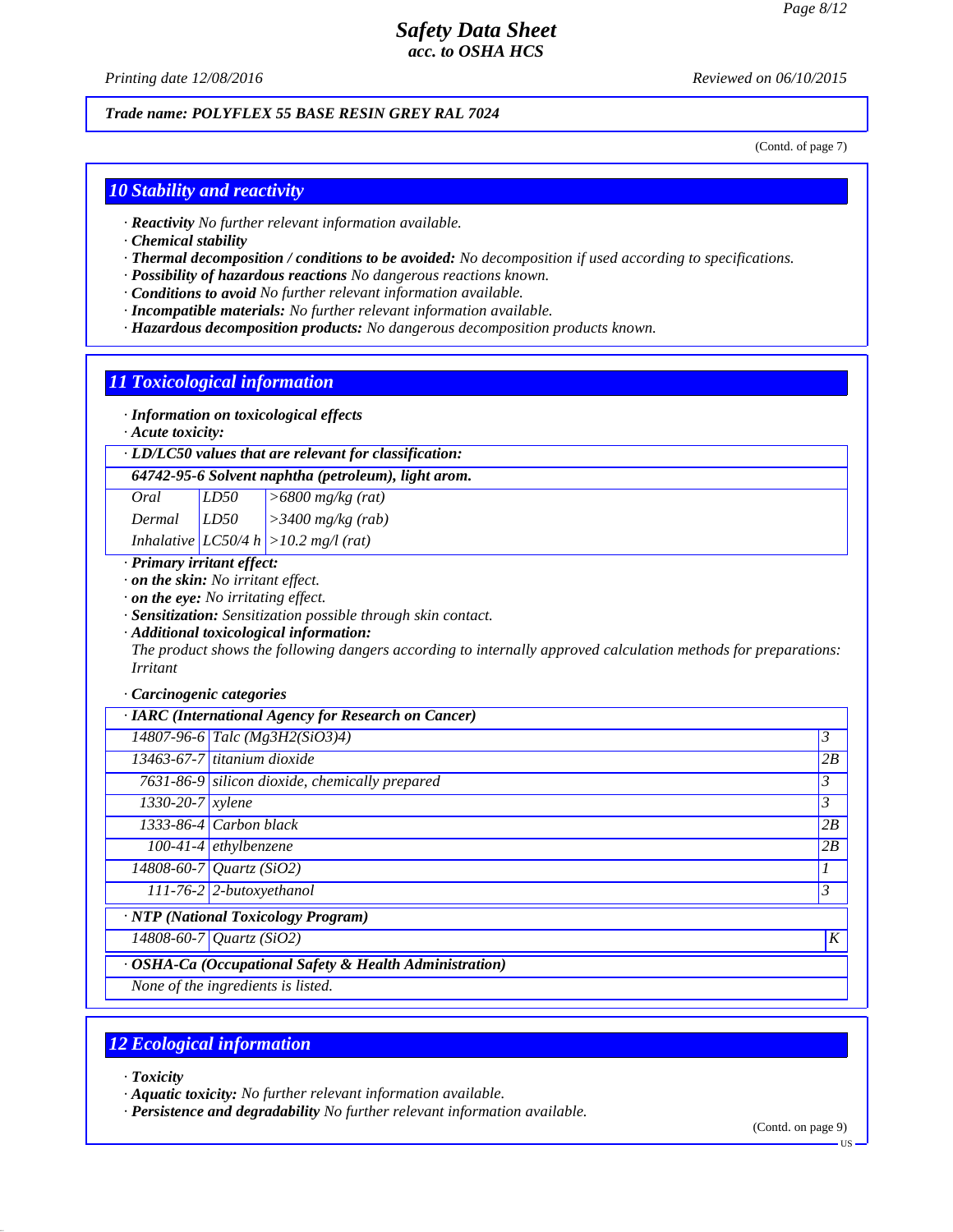Trade name: POLYFLEX 55 BASE RESIN GREY RAL 7024

(Contd. of page 7)

## 10 Stability and reactivity

· **Reactivity** No further relevant information available.
· **Chemical stability**
· **Thermal decomposition / conditions to be avoided:** No decomposition if used according to specifications.
· **Possibility of hazardous reactions** No dangerous reactions known.
· **Conditions to avoid** No further relevant information available.
· **Incompatible materials:** No further relevant information available.
· **Hazardous decomposition products:** No dangerous decomposition products known.

## 11 Toxicological information

· **Information on toxicological effects**
· **Acute toxicity:**

| · LD/LC50 values that are relevant for classification: | | |
|---|---|---|
| **64742-95-6 Solvent naphtha (petroleum), light arom.** | | |
| Oral | LD50 | >6800 mg/kg (rat) |
| Dermal | LD50 | >3400 mg/kg (rab) |
| Inhalative | LC50/4 h | >10.2 mg/l (rat) |

· **Primary irritant effect:**
· **on the skin:** No irritant effect.
· **on the eye:** No irritating effect.
· **Sensitization:** Sensitization possible through skin contact.
· **Additional toxicological information:**
The product shows the following dangers according to internally approved calculation methods for preparations: Irritant

· **Carcinogenic categories**

| · IARC (International Agency for Research on Cancer) | | |
|---|---|---|
| 14807-96-6 | Talc (Mg3H2(SiO3)4) | 3 |
| 13463-67-7 | titanium dioxide | 2B |
| 7631-86-9 | silicon dioxide, chemically prepared | 3 |
| 1330-20-7 | xylene | 3 |
| 1333-86-4 | Carbon black | 2B |
| 100-41-4 | ethylbenzene | 2B |
| 14808-60-7 | Quartz (SiO2) | 1 |
| 111-76-2 | 2-butoxyethanol | 3 |

| · NTP (National Toxicology Program) | | |
|---|---|---|
| 14808-60-7 | Quartz (SiO2) | K |

| · OSHA-Ca (Occupational Safety & Health Administration) |
|---|
| None of the ingredients is listed. |

## 12 Ecological information

· **Toxicity**
· **Aquatic toxicity:** No further relevant information available.
· **Persistence and degradability** No further relevant information available.

(Contd. on page 9)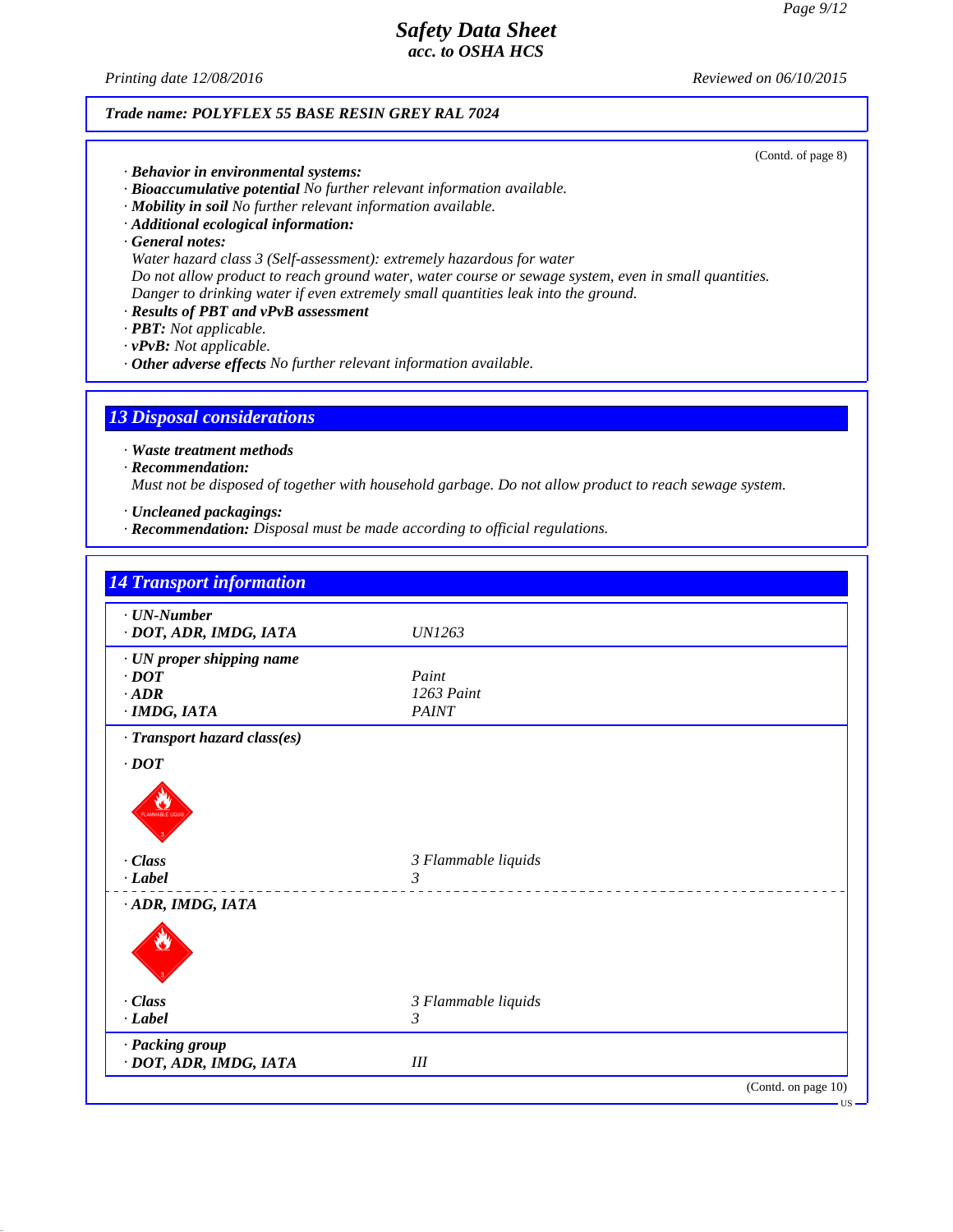Trade name: POLYFLEX 55 BASE RESIN GREY RAL 7024

(Contd. of page 8)

· **Behavior in environmental systems:**
· **Bioaccumulative potential** No further relevant information available.
· **Mobility in soil** No further relevant information available.
· **Additional ecological information:**
· **General notes:**
Water hazard class 3 (Self-assessment): extremely hazardous for water
Do not allow product to reach ground water, water course or sewage system, even in small quantities.
Danger to drinking water if even extremely small quantities leak into the ground.
· **Results of PBT and vPvB assessment**
· **PBT:** Not applicable.
· **vPvB:** Not applicable.
· **Other adverse effects** No further relevant information available.

## 13 Disposal considerations

· **Waste treatment methods**
· **Recommendation:**
Must not be disposed of together with household garbage. Do not allow product to reach sewage system.

· **Uncleaned packagings:**
· **Recommendation:** Disposal must be made according to official regulations.

## 14 Transport information

| | |
|---|---|
| · **UN-Number** | |
| · **DOT, ADR, IMDG, IATA** | UN1263 |
| · **UN proper shipping name** | |
| · **DOT** | Paint |
| · **ADR** | 1263 Paint |
| · **IMDG, IATA** | PAINT |
| · **Transport hazard class(es)** | |
| · **DOT** | |
| · **Class** | 3 Flammable liquids |
| · **Label** | 3 |
| · **ADR, IMDG, IATA** | |
| · **Class** | 3 Flammable liquids |
| · **Label** | 3 |
| · **Packing group** | |
| · **DOT, ADR, IMDG, IATA** | III |

(Contd. on page 10)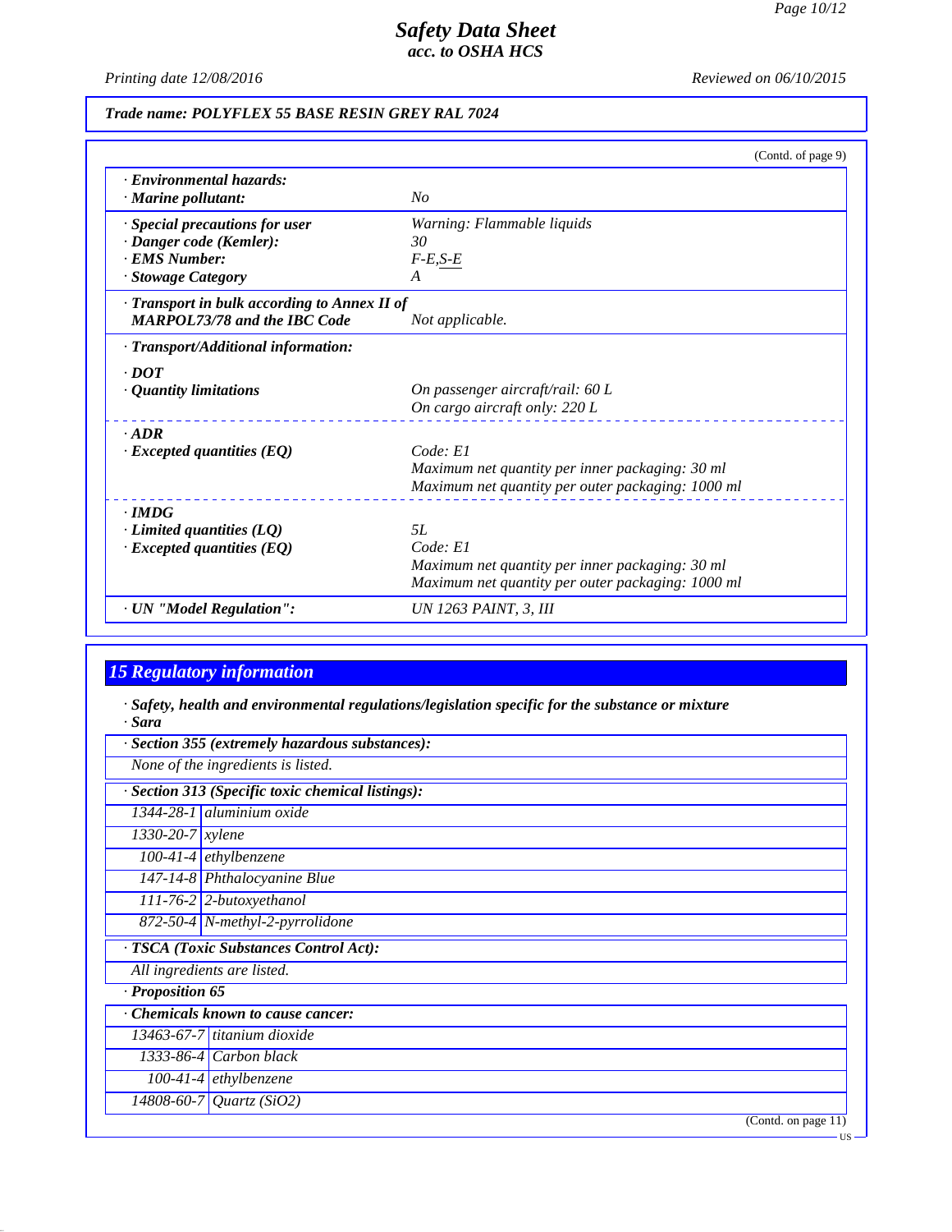**Trade name: POLYFLEX 55 BASE RESIN GREY RAL 7024**

(Contd. of page 9)

| | |
|---|---|
| · **Environmental hazards:** | |
| · **Marine pollutant:** | No |
| · **Special precautions for user** | Warning: Flammable liquids |
| · **Danger code (Kemler):** | 30 |
| · **EMS Number:** | F-E,S-E |
| · **Stowage Category** | A |
| · **Transport in bulk according to Annex II of MARPOL73/78 and the IBC Code** | Not applicable. |
| · **Transport/Additional information:** | |
| · **DOT** | |
| · **Quantity limitations** | On passenger aircraft/rail: 60 L<br>On cargo aircraft only: 220 L |
| · **ADR** | |
| · **Excepted quantities (EQ)** | Code: E1<br>Maximum net quantity per inner packaging: 30 ml<br>Maximum net quantity per outer packaging: 1000 ml |
| · **IMDG** | |
| · **Limited quantities (LQ)** | 5L |
| · **Excepted quantities (EQ)** | Code: E1<br>Maximum net quantity per inner packaging: 30 ml<br>Maximum net quantity per outer packaging: 1000 ml |
| · **UN "Model Regulation":** | UN 1263 PAINT, 3, III |

## 15 Regulatory information

· **Safety, health and environmental regulations/legislation specific for the substance or mixture**
· **Sara**

· **Section 355 (extremely hazardous substances):**

None of the ingredients is listed.

· **Section 313 (Specific toxic chemical listings):**

| | |
|---|---|
| 1344-28-1 | aluminium oxide |
| 1330-20-7 | xylene |
| 100-41-4 | ethylbenzene |
| 147-14-8 | Phthalocyanine Blue |
| 111-76-2 | 2-butoxyethanol |
| 872-50-4 | N-methyl-2-pyrrolidone |

· **TSCA (Toxic Substances Control Act):**

All ingredients are listed.

· **Proposition 65**

· **Chemicals known to cause cancer:**

| | |
|---|---|
| 13463-67-7 | titanium dioxide |
| 1333-86-4 | Carbon black |
| 100-41-4 | ethylbenzene |
| 14808-60-7 | Quartz ($SiO_2$) |

(Contd. on page 11)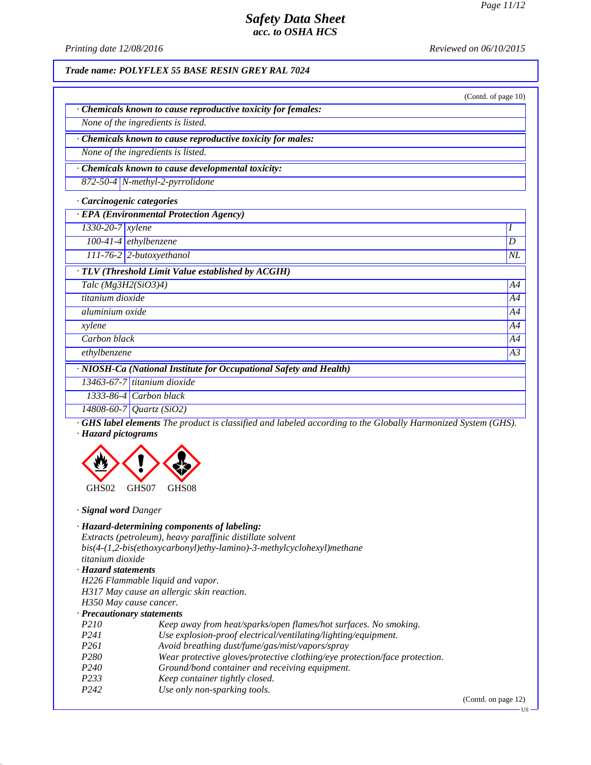## Safety Data Sheet
### acc. to OSHA HCS

Printing date 12/08/2016 Reviewed on 06/10/2015

**Trade name: POLYFLEX 55 BASE RESIN GREY RAL 7024**

(Contd. of page 10)

· **Chemicals known to cause reproductive toxicity for females:**

None of the ingredients is listed.

· **Chemicals known to cause reproductive toxicity for males:**

None of the ingredients is listed.

· **Chemicals known to cause developmental toxicity:**

| | |
|---|---|
| 872-50-4 | N-methyl-2-pyrrolidone |

· **Carcinogenic categories**

· **EPA (Environmental Protection Agency)**

| | | |
|---|---|---|
| 1330-20-7 | xylene | I |
| 100-41-4 | ethylbenzene | D |
| 111-76-2 | 2-butoxyethanol | NL |

· **TLV (Threshold Limit Value established by ACGIH)**

| | |
|---|---|
| Talc ($Mg_3H_2(SiO_3)_4$) | A4 |
| titanium dioxide | A4 |
| aluminium oxide | A4 |
| xylene | A4 |
| Carbon black | A4 |
| ethylbenzene | A3 |

· **NIOSH-Ca (National Institute for Occupational Safety and Health)**

| | |
|---|---|
| 13463-67-7 | titanium dioxide |
| 1333-86-4 | Carbon black |
| 14808-60-7 | Quartz ($SiO_2$) |

· **GHS label elements** The product is classified and labeled according to the Globally Harmonized System (GHS).

· **Hazard pictograms**

GHS02 GHS07 GHS08

· **Signal word** Danger

· **Hazard-determining components of labeling:**

Extracts (petroleum), heavy paraffinic distillate solvent
bis(4-(1,2-bis(ethoxycarbonyl)ethy-lamino)-3-methylcyclohexyl)methane
titanium dioxide

· **Hazard statements**

H226 Flammable liquid and vapor.
H317 May cause an allergic skin reaction.
H350 May cause cancer.

· **Precautionary statements**

| | |
|---|---|
| P210 | Keep away from heat/sparks/open flames/hot surfaces. No smoking. |
| P241 | Use explosion-proof electrical/ventilating/lighting/equipment. |
| P261 | Avoid breathing dust/fume/gas/mist/vapors/spray |
| P280 | Wear protective gloves/protective clothing/eye protection/face protection. |
| P240 | Ground/bond container and receiving equipment. |
| P233 | Keep container tightly closed. |
| P242 | Use only non-sparking tools. |

(Contd. on page 12)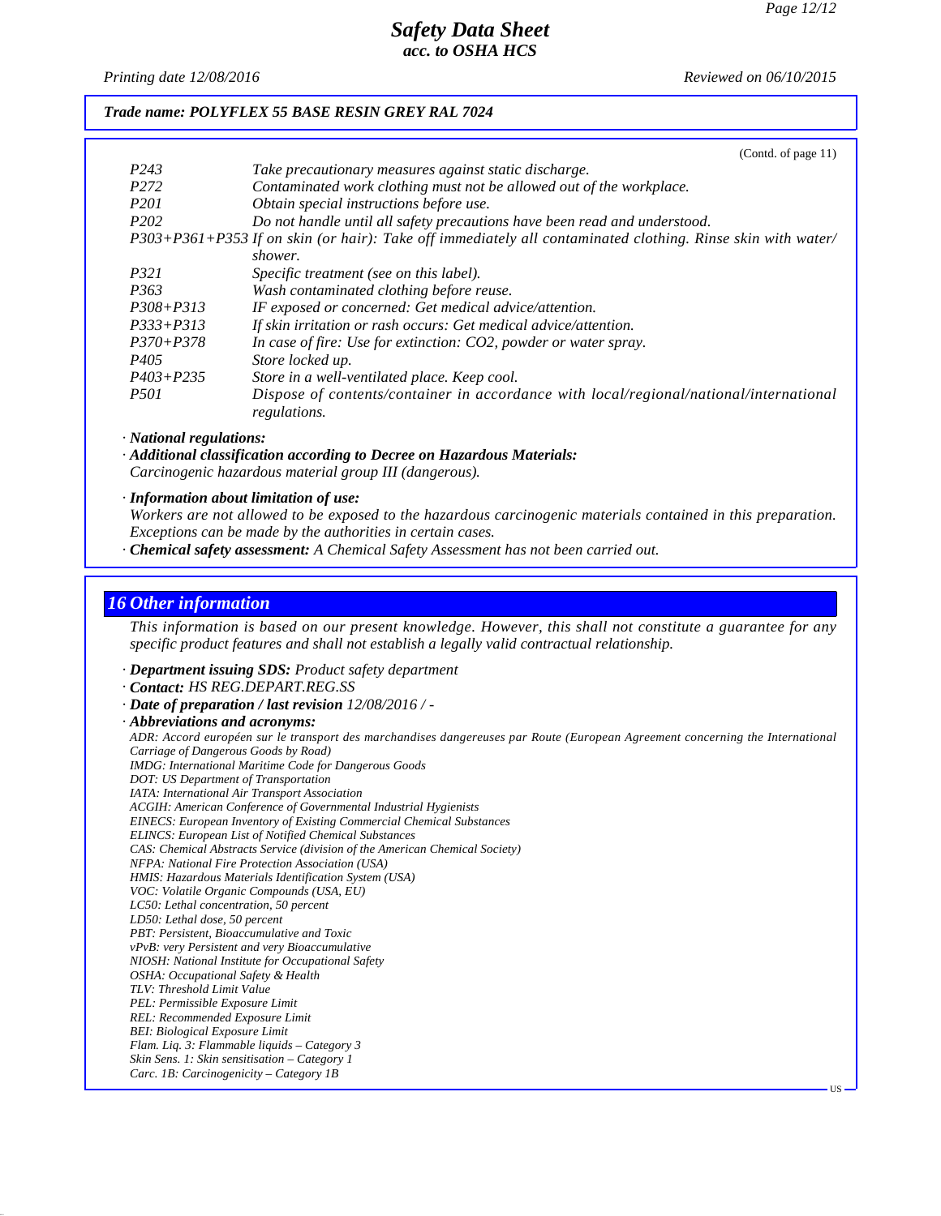(Contd. of page 11)

| | |
|---|---|
| P243 | Take precautionary measures against static discharge. |
| P272 | Contaminated work clothing must not be allowed out of the workplace. |
| P201 | Obtain special instructions before use. |
| P202 | Do not handle until all safety precautions have been read and understood. |
| P303+P361+P353 | If on skin (or hair): Take off immediately all contaminated clothing. Rinse skin with water/shower. |
| P321 | Specific treatment (see on this label). |
| P363 | Wash contaminated clothing before reuse. |
| P308+P313 | IF exposed or concerned: Get medical advice/attention. |
| P333+P313 | If skin irritation or rash occurs: Get medical advice/attention. |
| P370+P378 | In case of fire: Use for extinction: CO2, powder or water spray. |
| P405 | Store locked up. |
| P403+P235 | Store in a well-ventilated place. Keep cool. |
| P501 | Dispose of contents/container in accordance with local/regional/national/international regulations. |

· ***National regulations:***

· ***Additional classification according to Decree on Hazardous Materials:***
*Carcinogenic hazardous material group III (dangerous).*

· ***Information about limitation of use:***
*Workers are not allowed to be exposed to the hazardous carcinogenic materials contained in this preparation. Exceptions can be made by the authorities in certain cases.*

· ***Chemical safety assessment:*** *A Chemical Safety Assessment has not been carried out.*

## 16 Other information

*This information is based on our present knowledge. However, this shall not constitute a guarantee for any specific product features and shall not establish a legally valid contractual relationship.*

· ***Department issuing SDS:*** *Product safety department*

· ***Contact:*** *HS REG.DEPART.REG.SS*

· ***Date of preparation / last revision*** *12/08/2016 / -*

· ***Abbreviations and acronyms:***

*ADR: Accord européen sur le transport des marchandises dangereuses par Route (European Agreement concerning the International Carriage of Dangerous Goods by Road)*
*IMDG: International Maritime Code for Dangerous Goods*
*DOT: US Department of Transportation*
*IATA: International Air Transport Association*
*ACGIH: American Conference of Governmental Industrial Hygienists*
*EINECS: European Inventory of Existing Commercial Chemical Substances*
*ELINCS: European List of Notified Chemical Substances*
*CAS: Chemical Abstracts Service (division of the American Chemical Society)*
*NFPA: National Fire Protection Association (USA)*
*HMIS: Hazardous Materials Identification System (USA)*
*VOC: Volatile Organic Compounds (USA, EU)*
*LC50: Lethal concentration, 50 percent*
*LD50: Lethal dose, 50 percent*
*PBT: Persistent, Bioaccumulative and Toxic*
*vPvB: very Persistent and very Bioaccumulative*
*NIOSH: National Institute for Occupational Safety*
*OSHA: Occupational Safety & Health*
*TLV: Threshold Limit Value*
*PEL: Permissible Exposure Limit*
*REL: Recommended Exposure Limit*
*BEI: Biological Exposure Limit*
*Flam. Liq. 3: Flammable liquids – Category 3*
*Skin Sens. 1: Skin sensitisation – Category 1*
*Carc. 1B: Carcinogenicity – Category 1B*